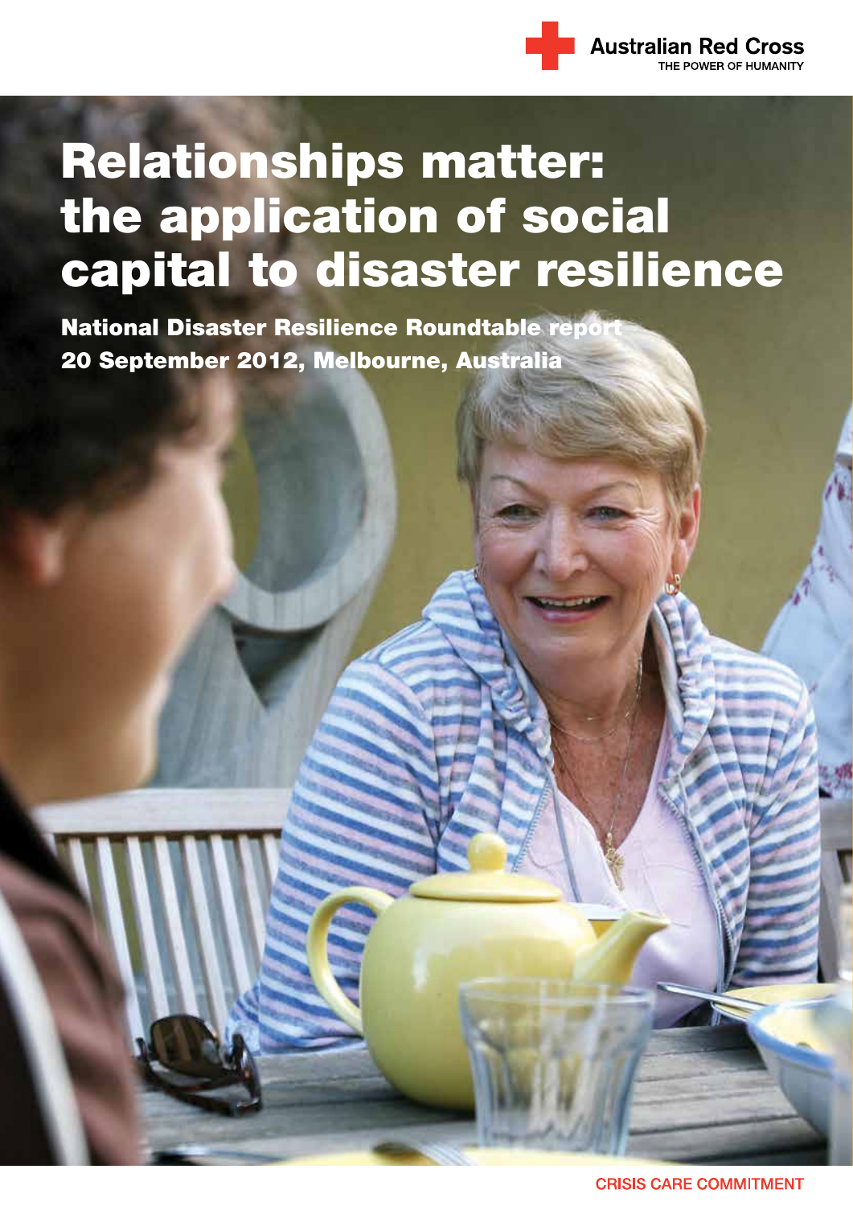Australian Red Cross

THE POWER OF HUMANITY

# Relationships matter: the application of social capital to disaster resilience

**National Disaster Resilience Roundtable report**
**20 September 2012, Melbourne, Australia**

CRISIS CARE COMMITMENT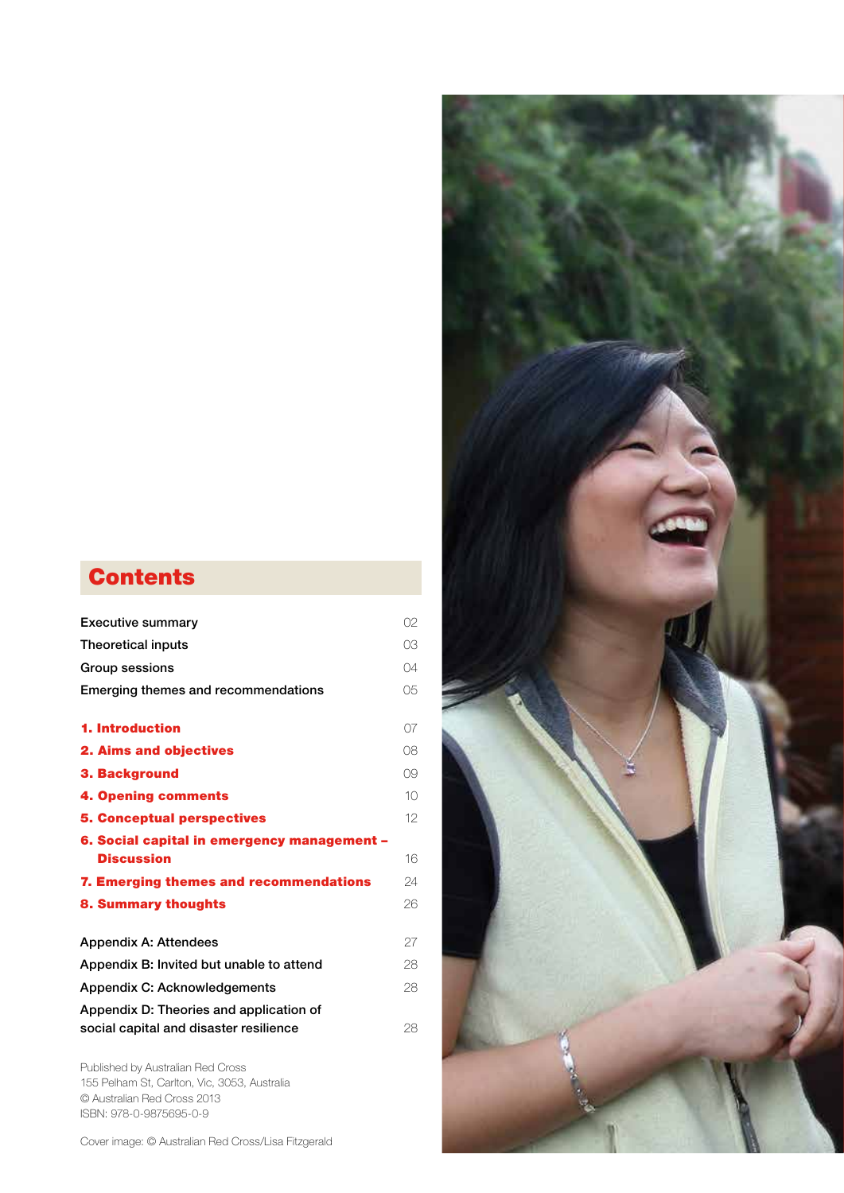# Contents

| | |
|---|---|
| Executive summary | 02 |
| Theoretical inputs | 03 |
| Group sessions | 04 |
| Emerging themes and recommendations | 05 |
| **1. Introduction** | 07 |
| **2. Aims and objectives** | 08 |
| **3. Background** | 09 |
| **4. Opening comments** | 10 |
| **5. Conceptual perspectives** | 12 |
| **6. Social capital in emergency management – Discussion** | 16 |
| **7. Emerging themes and recommendations** | 24 |
| **8. Summary thoughts** | 26 |
| Appendix A: Attendees | 27 |
| Appendix B: Invited but unable to attend | 28 |
| Appendix C: Acknowledgements | 28 |
| Appendix D: Theories and application of social capital and disaster resilience | 28 |

Published by Australian Red Cross
155 Pelham St, Carlton, Vic, 3053, Australia
© Australian Red Cross 2013
ISBN: 978-0-9875695-0-9

Cover image: © Australian Red Cross/Lisa Fitzgerald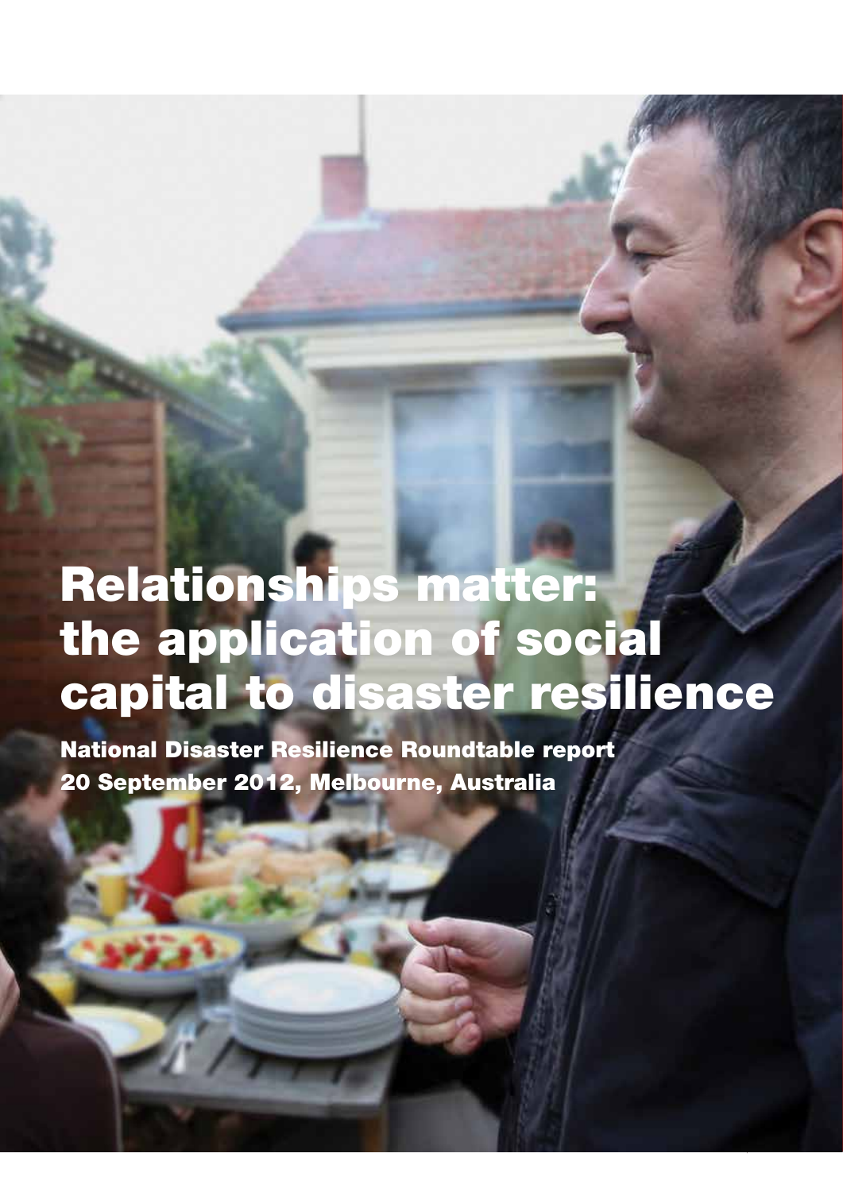# Relationships matter: the application of social capital to disaster resilience

**National Disaster Resilience Roundtable report**
**20 September 2012, Melbourne, Australia**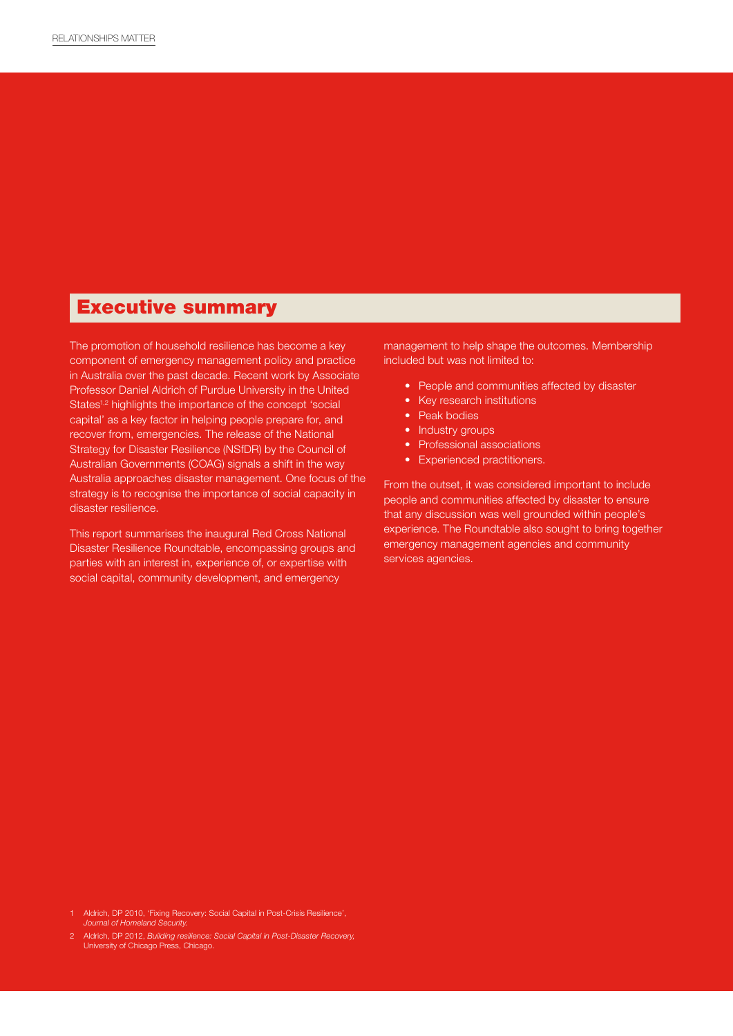## Executive summary

The promotion of household resilience has become a key component of emergency management policy and practice in Australia over the past decade. Recent work by Associate Professor Daniel Aldrich of Purdue University in the United States[1,2] highlights the importance of the concept 'social capital' as a key factor in helping people prepare for, and recover from, emergencies. The release of the National Strategy for Disaster Resilience (NSfDR) by the Council of Australian Governments (COAG) signals a shift in the way Australia approaches disaster management. One focus of the strategy is to recognise the importance of social capacity in disaster resilience.

This report summarises the inaugural Red Cross National Disaster Resilience Roundtable, encompassing groups and parties with an interest in, experience of, or expertise with social capital, community development, and emergency management to help shape the outcomes. Membership included but was not limited to:

- People and communities affected by disaster
- Key research institutions
- Peak bodies
- Industry groups
- Professional associations
- Experienced practitioners.

From the outset, it was considered important to include people and communities affected by disaster to ensure that any discussion was well grounded within people's experience. The Roundtable also sought to bring together emergency management agencies and community services agencies.

1 Aldrich, DP 2010, 'Fixing Recovery: Social Capital in Post-Crisis Resilience', *Journal of Homeland Security.*

2 Aldrich, DP 2012, *Building resilience: Social Capital in Post-Disaster Recovery,* University of Chicago Press, Chicago.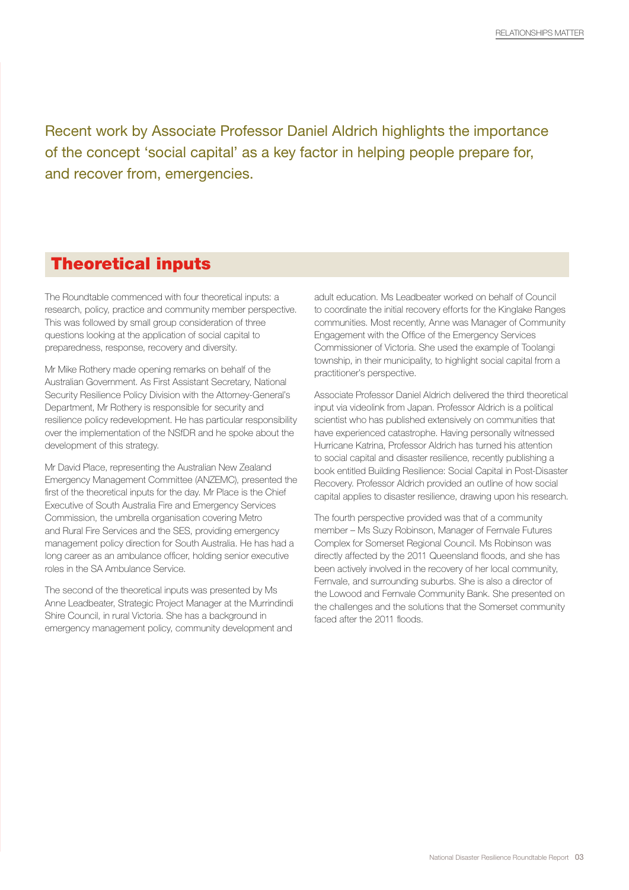Recent work by Associate Professor Daniel Aldrich highlights the importance of the concept 'social capital' as a key factor in helping people prepare for, and recover from, emergencies.

## Theoretical inputs

The Roundtable commenced with four theoretical inputs: a research, policy, practice and community member perspective. This was followed by small group consideration of three questions looking at the application of social capital to preparedness, response, recovery and diversity.

Mr Mike Rothery made opening remarks on behalf of the Australian Government. As First Assistant Secretary, National Security Resilience Policy Division with the Attorney-General's Department, Mr Rothery is responsible for security and resilience policy redevelopment. He has particular responsibility over the implementation of the NSfDR and he spoke about the development of this strategy.

Mr David Place, representing the Australian New Zealand Emergency Management Committee (ANZEMC), presented the first of the theoretical inputs for the day. Mr Place is the Chief Executive of South Australia Fire and Emergency Services Commission, the umbrella organisation covering Metro and Rural Fire Services and the SES, providing emergency management policy direction for South Australia. He has had a long career as an ambulance officer, holding senior executive roles in the SA Ambulance Service.

The second of the theoretical inputs was presented by Ms Anne Leadbeater, Strategic Project Manager at the Murrindindi Shire Council, in rural Victoria. She has a background in emergency management policy, community development and adult education. Ms Leadbeater worked on behalf of Council to coordinate the initial recovery efforts for the Kinglake Ranges communities. Most recently, Anne was Manager of Community Engagement with the Office of the Emergency Services Commissioner of Victoria. She used the example of Toolangi township, in their municipality, to highlight social capital from a practitioner's perspective.

Associate Professor Daniel Aldrich delivered the third theoretical input via videolink from Japan. Professor Aldrich is a political scientist who has published extensively on communities that have experienced catastrophe. Having personally witnessed Hurricane Katrina, Professor Aldrich has turned his attention to social capital and disaster resilience, recently publishing a book entitled Building Resilience: Social Capital in Post-Disaster Recovery. Professor Aldrich provided an outline of how social capital applies to disaster resilience, drawing upon his research.

The fourth perspective provided was that of a community member – Ms Suzy Robinson, Manager of Fernvale Futures Complex for Somerset Regional Council. Ms Robinson was directly affected by the 2011 Queensland floods, and she has been actively involved in the recovery of her local community, Fernvale, and surrounding suburbs. She is also a director of the Lowood and Fernvale Community Bank. She presented on the challenges and the solutions that the Somerset community faced after the 2011 floods.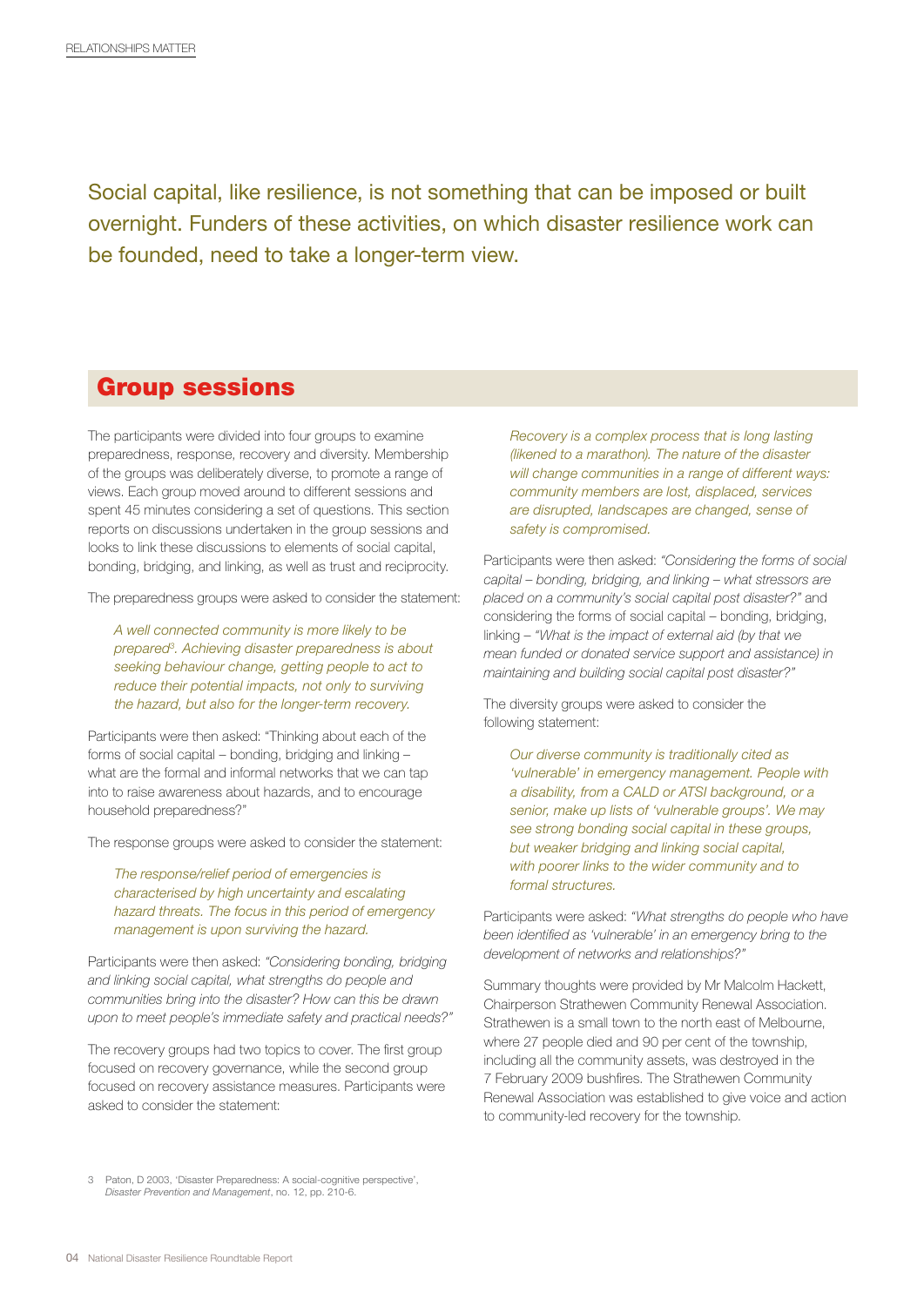Social capital, like resilience, is not something that can be imposed or built overnight. Funders of these activities, on which disaster resilience work can be founded, need to take a longer-term view.

## Group sessions

The participants were divided into four groups to examine preparedness, response, recovery and diversity. Membership of the groups was deliberately diverse, to promote a range of views. Each group moved around to different sessions and spent 45 minutes considering a set of questions. This section reports on discussions undertaken in the group sessions and looks to link these discussions to elements of social capital, bonding, bridging, and linking, as well as trust and reciprocity.

The preparedness groups were asked to consider the statement:

> *A well connected community is more likely to be prepared[3]. Achieving disaster preparedness is about seeking behaviour change, getting people to act to reduce their potential impacts, not only to surviving the hazard, but also for the longer-term recovery.*

Participants were then asked: "Thinking about each of the forms of social capital – bonding, bridging and linking – what are the formal and informal networks that we can tap into to raise awareness about hazards, and to encourage household preparedness?"

The response groups were asked to consider the statement:

> *The response/relief period of emergencies is characterised by high uncertainty and escalating hazard threats. The focus in this period of emergency management is upon surviving the hazard.*

Participants were then asked: *"Considering bonding, bridging and linking social capital, what strengths do people and communities bring into the disaster? How can this be drawn upon to meet people's immediate safety and practical needs?"*

The recovery groups had two topics to cover. The first group focused on recovery governance, while the second group focused on recovery assistance measures. Participants were asked to consider the statement:

> *Recovery is a complex process that is long lasting (likened to a marathon). The nature of the disaster will change communities in a range of different ways: community members are lost, displaced, services are disrupted, landscapes are changed, sense of safety is compromised.*

Participants were then asked: *"Considering the forms of social capital – bonding, bridging, and linking – what stressors are placed on a community's social capital post disaster?"* and considering the forms of social capital – bonding, bridging, linking – *"What is the impact of external aid (by that we mean funded or donated service support and assistance) in maintaining and building social capital post disaster?"*

The diversity groups were asked to consider the following statement:

> *Our diverse community is traditionally cited as 'vulnerable' in emergency management. People with a disability, from a CALD or ATSI background, or a senior, make up lists of 'vulnerable groups'. We may see strong bonding social capital in these groups, but weaker bridging and linking social capital, with poorer links to the wider community and to formal structures.*

Participants were asked: *"What strengths do people who have been identified as 'vulnerable' in an emergency bring to the development of networks and relationships?"*

Summary thoughts were provided by Mr Malcolm Hackett, Chairperson Strathewen Community Renewal Association. Strathewen is a small town to the north east of Melbourne, where 27 people died and 90 per cent of the township, including all the community assets, was destroyed in the 7 February 2009 bushfires. The Strathewen Community Renewal Association was established to give voice and action to community-led recovery for the township.

---

3 Paton, D 2003, 'Disaster Preparedness: A social-cognitive perspective', *Disaster Prevention and Management*, no. 12, pp. 210-6.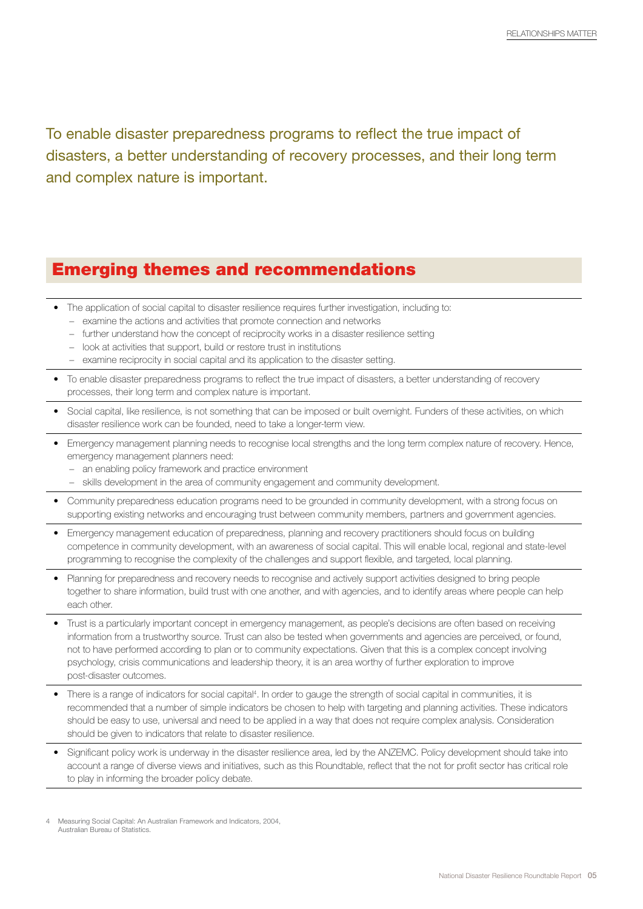To enable disaster preparedness programs to reflect the true impact of disasters, a better understanding of recovery processes, and their long term and complex nature is important.

## Emerging themes and recommendations

- The application of social capital to disaster resilience requires further investigation, including to:
  - examine the actions and activities that promote connection and networks
  - further understand how the concept of reciprocity works in a disaster resilience setting
  - look at activities that support, build or restore trust in institutions
  - examine reciprocity in social capital and its application to the disaster setting.
- To enable disaster preparedness programs to reflect the true impact of disasters, a better understanding of recovery processes, their long term and complex nature is important.
- Social capital, like resilience, is not something that can be imposed or built overnight. Funders of these activities, on which disaster resilience work can be founded, need to take a longer-term view.
- Emergency management planning needs to recognise local strengths and the long term complex nature of recovery. Hence, emergency management planners need:
  - an enabling policy framework and practice environment
  - skills development in the area of community engagement and community development.
- Community preparedness education programs need to be grounded in community development, with a strong focus on supporting existing networks and encouraging trust between community members, partners and government agencies.
- Emergency management education of preparedness, planning and recovery practitioners should focus on building competence in community development, with an awareness of social capital. This will enable local, regional and state-level programming to recognise the complexity of the challenges and support flexible, and targeted, local planning.
- Planning for preparedness and recovery needs to recognise and actively support activities designed to bring people together to share information, build trust with one another, and with agencies, and to identify areas where people can help each other.
- Trust is a particularly important concept in emergency management, as people's decisions are often based on receiving information from a trustworthy source. Trust can also be tested when governments and agencies are perceived, or found, not to have performed according to plan or to community expectations. Given that this is a complex concept involving psychology, crisis communications and leadership theory, it is an area worthy of further exploration to improve post-disaster outcomes.
- There is a range of indicators for social capital[4]. In order to gauge the strength of social capital in communities, it is recommended that a number of simple indicators be chosen to help with targeting and planning activities. These indicators should be easy to use, universal and need to be applied in a way that does not require complex analysis. Consideration should be given to indicators that relate to disaster resilience.
- Significant policy work is underway in the disaster resilience area, led by the ANZEMC. Policy development should take into account a range of diverse views and initiatives, such as this Roundtable, reflect that the not for profit sector has critical role to play in informing the broader policy debate.

4 Measuring Social Capital: An Australian Framework and Indicators, 2004, Australian Bureau of Statistics.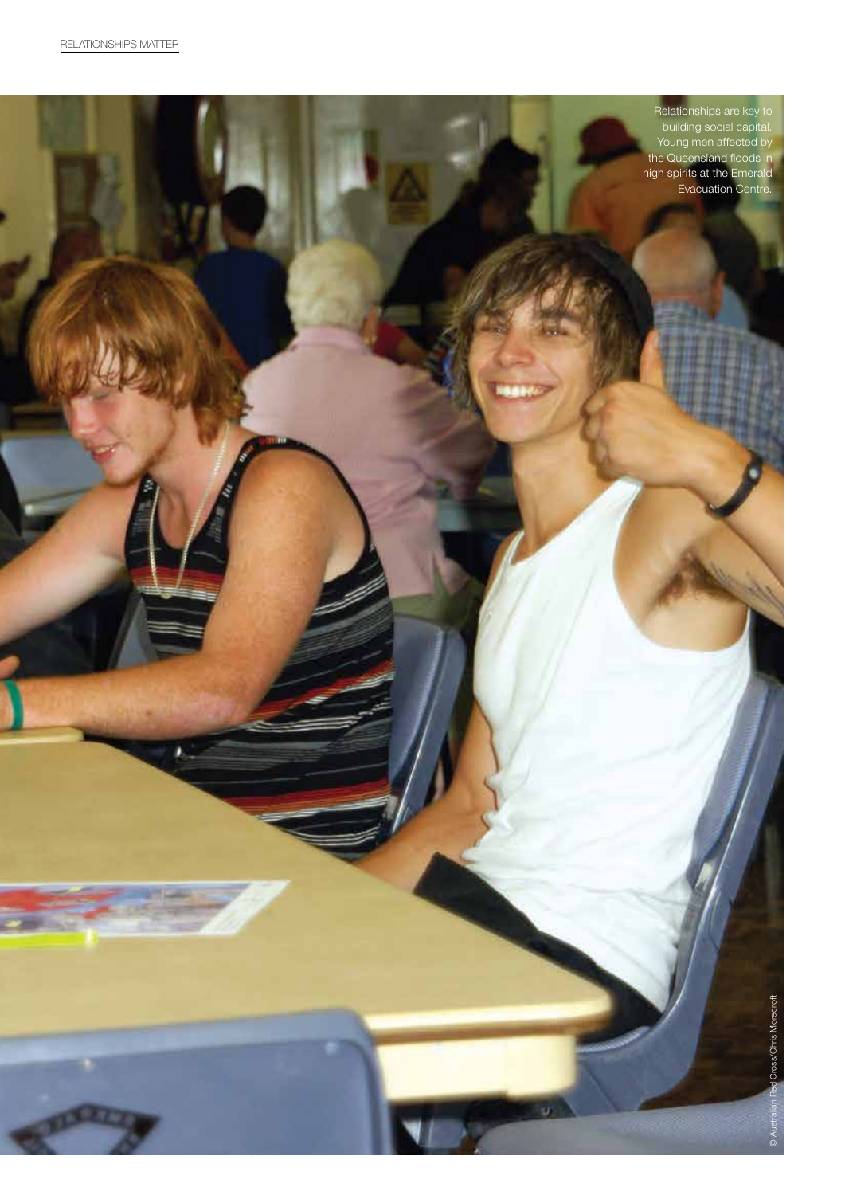Relationships are key to building social capital. Young men affected by the Queensland floods in high spirits at the Emerald Evacuation Centre.

© Australian Red Cross/Chris Morecroft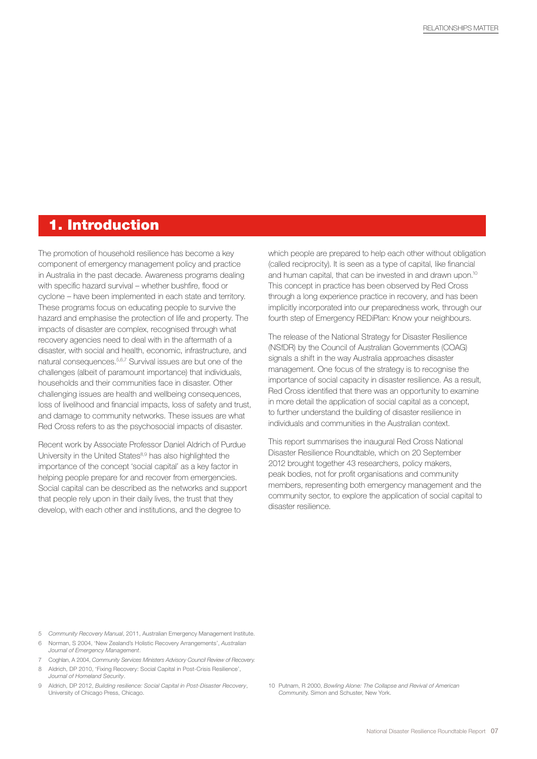# 1. Introduction

The promotion of household resilience has become a key component of emergency management policy and practice in Australia in the past decade. Awareness programs dealing with specific hazard survival – whether bushfire, flood or cyclone – have been implemented in each state and territory. These programs focus on educating people to survive the hazard and emphasise the protection of life and property. The impacts of disaster are complex, recognised through what recovery agencies need to deal with in the aftermath of a disaster, with social and health, economic, infrastructure, and natural consequences.[5,6,7] Survival issues are but one of the challenges (albeit of paramount importance) that individuals, households and their communities face in disaster. Other challenging issues are health and wellbeing consequences, loss of livelihood and financial impacts, loss of safety and trust, and damage to community networks. These issues are what Red Cross refers to as the psychosocial impacts of disaster.

Recent work by Associate Professor Daniel Aldrich of Purdue University in the United States[8,9] has also highlighted the importance of the concept 'social capital' as a key factor in helping people prepare for and recover from emergencies. Social capital can be described as the networks and support that people rely upon in their daily lives, the trust that they develop, with each other and institutions, and the degree to which people are prepared to help each other without obligation (called reciprocity). It is seen as a type of capital, like financial and human capital, that can be invested in and drawn upon.[10] This concept in practice has been observed by Red Cross through a long experience practice in recovery, and has been implicitly incorporated into our preparedness work, through our fourth step of Emergency REDiPlan: Know your neighbours.

The release of the National Strategy for Disaster Resilience (NSfDR) by the Council of Australian Governments (COAG) signals a shift in the way Australia approaches disaster management. One focus of the strategy is to recognise the importance of social capacity in disaster resilience. As a result, Red Cross identified that there was an opportunity to examine in more detail the application of social capital as a concept, to further understand the building of disaster resilience in individuals and communities in the Australian context.

This report summarises the inaugural Red Cross National Disaster Resilience Roundtable, which on 20 September 2012 brought together 43 researchers, policy makers, peak bodies, not for profit organisations and community members, representing both emergency management and the community sector, to explore the application of social capital to disaster resilience.

---

5 *Community Recovery Manual*, 2011, Australian Emergency Management Institute.

6 Norman, S 2004, 'New Zealand's Holistic Recovery Arrangements', *Australian Journal of Emergency Management*.

7 Coghlan, A 2004, *Community Services Ministers Advisory Council Review of Recovery.*

8 Aldrich, DP 2010, 'Fixing Recovery: Social Capital in Post-Crisis Resilience', *Journal of Homeland Security*.

9 Aldrich, DP 2012, *Building resilience: Social Capital in Post-Disaster Recovery*, University of Chicago Press, Chicago.

10 Putnam, R 2000, *Bowling Alone: The Collapse and Revival of American Community.* Simon and Schuster, New York.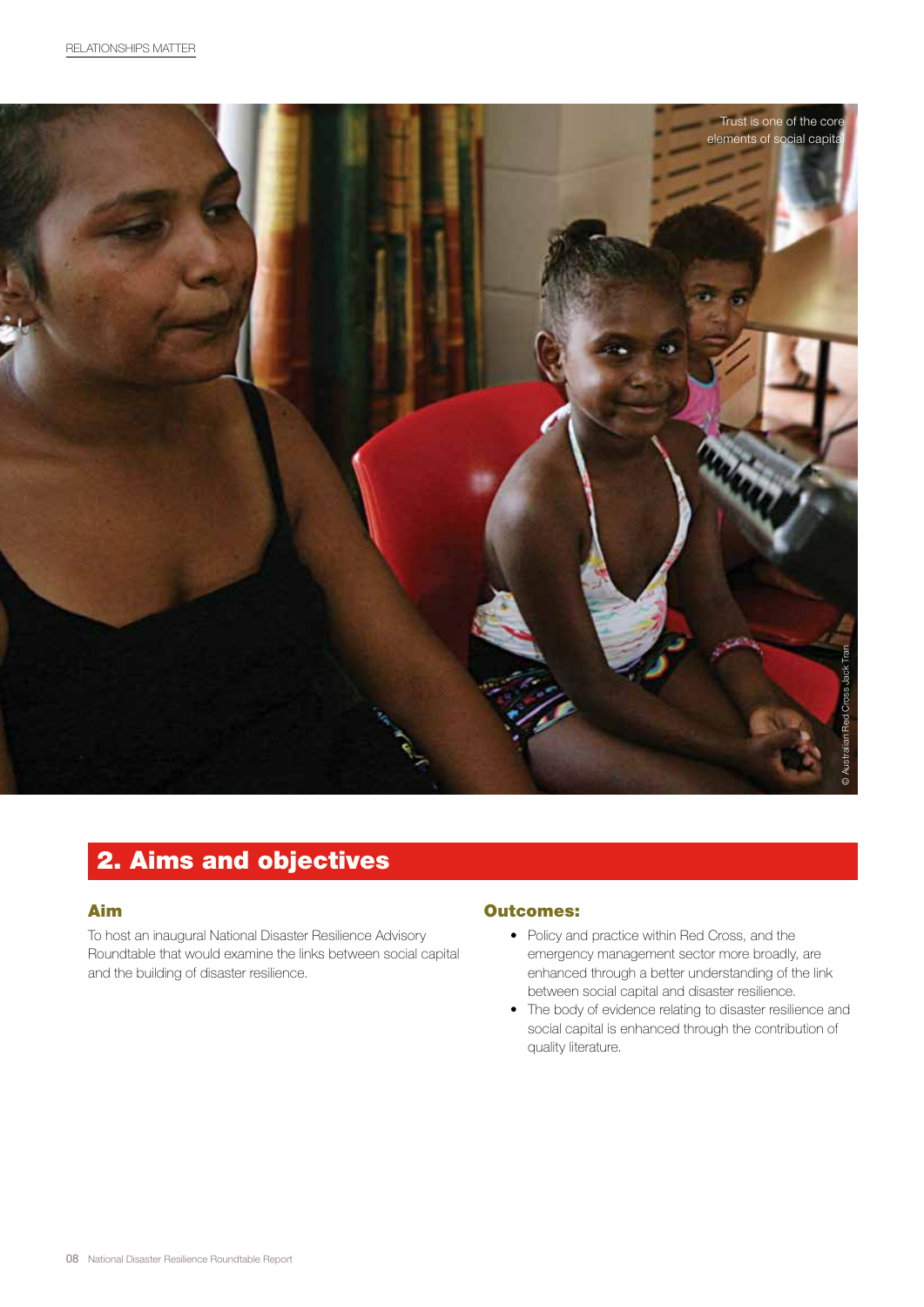Trust is one of the core elements of social capital

© Australian Red Cross Jack Tran

## 2. Aims and objectives

### Aim

To host an inaugural National Disaster Resilience Advisory Roundtable that would examine the links between social capital and the building of disaster resilience.

### Outcomes:

- Policy and practice within Red Cross, and the emergency management sector more broadly, are enhanced through a better understanding of the link between social capital and disaster resilience.
- The body of evidence relating to disaster resilience and social capital is enhanced through the contribution of quality literature.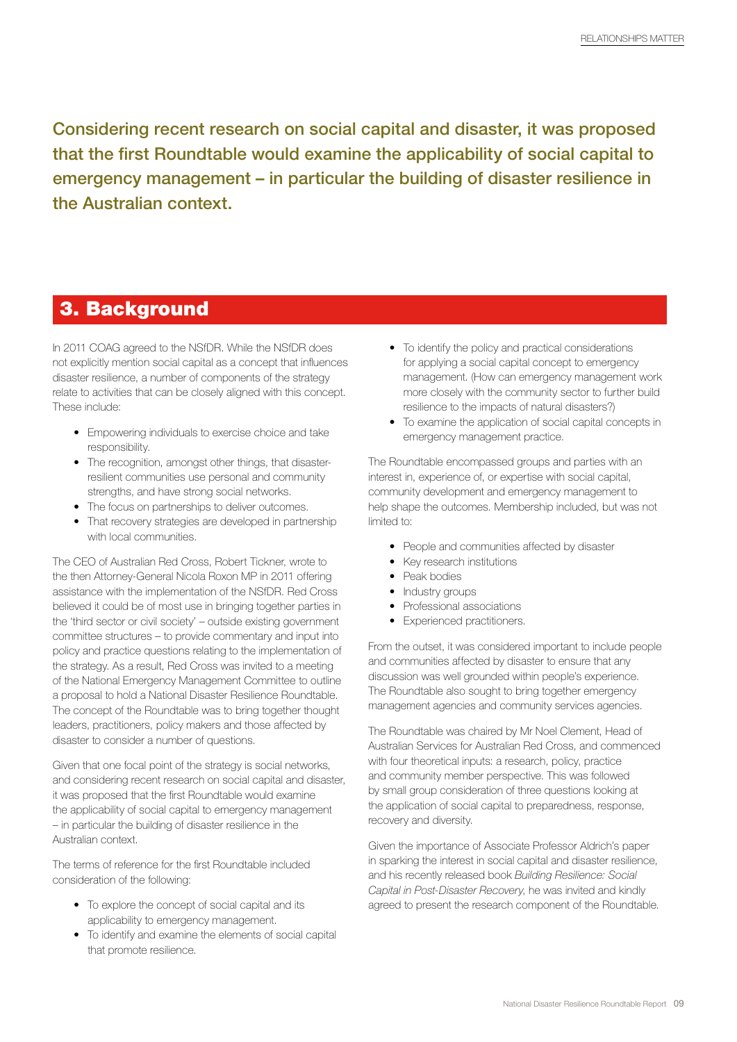**Considering recent research on social capital and disaster, it was proposed that the first Roundtable would examine the applicability of social capital to emergency management – in particular the building of disaster resilience in the Australian context.**

## 3. Background

In 2011 COAG agreed to the NSfDR. While the NSfDR does not explicitly mention social capital as a concept that influences disaster resilience, a number of components of the strategy relate to activities that can be closely aligned with this concept. These include:

- Empowering individuals to exercise choice and take responsibility.
- The recognition, amongst other things, that disaster-resilient communities use personal and community strengths, and have strong social networks.
- The focus on partnerships to deliver outcomes.
- That recovery strategies are developed in partnership with local communities.

The CEO of Australian Red Cross, Robert Tickner, wrote to the then Attorney-General Nicola Roxon MP in 2011 offering assistance with the implementation of the NSfDR. Red Cross believed it could be of most use in bringing together parties in the 'third sector or civil society' – outside existing government committee structures – to provide commentary and input into policy and practice questions relating to the implementation of the strategy. As a result, Red Cross was invited to a meeting of the National Emergency Management Committee to outline a proposal to hold a National Disaster Resilience Roundtable. The concept of the Roundtable was to bring together thought leaders, practitioners, policy makers and those affected by disaster to consider a number of questions.

Given that one focal point of the strategy is social networks, and considering recent research on social capital and disaster, it was proposed that the first Roundtable would examine the applicability of social capital to emergency management – in particular the building of disaster resilience in the Australian context.

The terms of reference for the first Roundtable included consideration of the following:

- To explore the concept of social capital and its applicability to emergency management.
- To identify and examine the elements of social capital that promote resilience.
- To identify the policy and practical considerations for applying a social capital concept to emergency management. (How can emergency management work more closely with the community sector to further build resilience to the impacts of natural disasters?)
- To examine the application of social capital concepts in emergency management practice.

The Roundtable encompassed groups and parties with an interest in, experience of, or expertise with social capital, community development and emergency management to help shape the outcomes. Membership included, but was not limited to:

- People and communities affected by disaster
- Key research institutions
- Peak bodies
- Industry groups
- Professional associations
- Experienced practitioners.

From the outset, it was considered important to include people and communities affected by disaster to ensure that any discussion was well grounded within people's experience. The Roundtable also sought to bring together emergency management agencies and community services agencies.

The Roundtable was chaired by Mr Noel Clement, Head of Australian Services for Australian Red Cross, and commenced with four theoretical inputs: a research, policy, practice and community member perspective. This was followed by small group consideration of three questions looking at the application of social capital to preparedness, response, recovery and diversity.

Given the importance of Associate Professor Aldrich's paper in sparking the interest in social capital and disaster resilience, and his recently released book *Building Resilience: Social Capital in Post-Disaster Recovery*, he was invited and kindly agreed to present the research component of the Roundtable.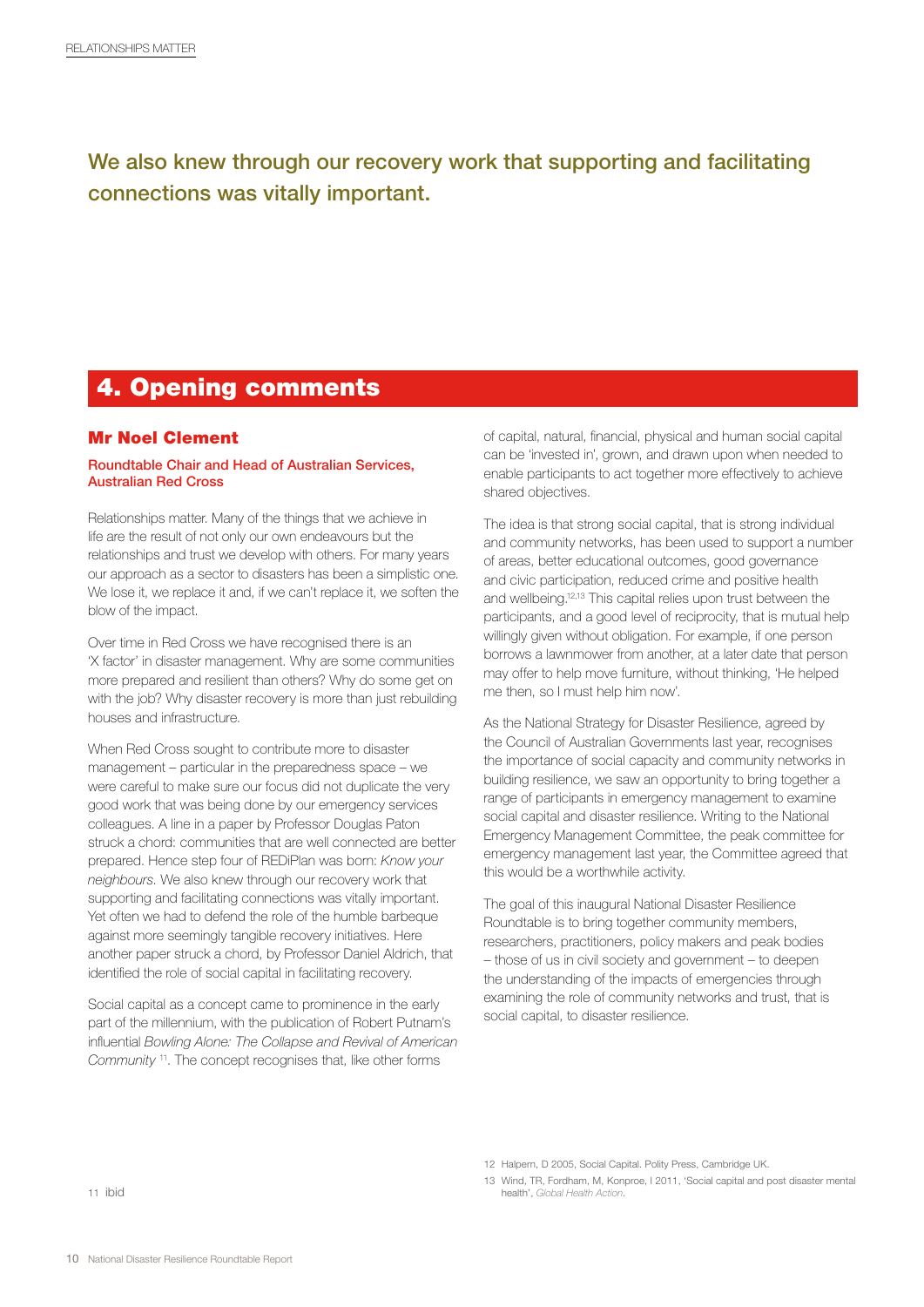We also knew through our recovery work that supporting and facilitating connections was vitally important.

## 4. Opening comments

### Mr Noel Clement

**Roundtable Chair and Head of Australian Services, Australian Red Cross**

Relationships matter. Many of the things that we achieve in life are the result of not only our own endeavours but the relationships and trust we develop with others. For many years our approach as a sector to disasters has been a simplistic one. We lose it, we replace it and, if we can't replace it, we soften the blow of the impact.

Over time in Red Cross we have recognised there is an 'X factor' in disaster management. Why are some communities more prepared and resilient than others? Why do some get on with the job? Why disaster recovery is more than just rebuilding houses and infrastructure.

When Red Cross sought to contribute more to disaster management – particular in the preparedness space – we were careful to make sure our focus did not duplicate the very good work that was being done by our emergency services colleagues. A line in a paper by Professor Douglas Paton struck a chord: communities that are well connected are better prepared. Hence step four of REDiPlan was born: *Know your neighbours*. We also knew through our recovery work that supporting and facilitating connections was vitally important. Yet often we had to defend the role of the humble barbeque against more seemingly tangible recovery initiatives. Here another paper struck a chord, by Professor Daniel Aldrich, that identified the role of social capital in facilitating recovery.

Social capital as a concept came to prominence in the early part of the millennium, with the publication of Robert Putnam's influential *Bowling Alone: The Collapse and Revival of American Community* [11]. The concept recognises that, like other forms of capital, natural, financial, physical and human social capital can be 'invested in', grown, and drawn upon when needed to enable participants to act together more effectively to achieve shared objectives.

The idea is that strong social capital, that is strong individual and community networks, has been used to support a number of areas, better educational outcomes, good governance and civic participation, reduced crime and positive health and wellbeing.[12,13] This capital relies upon trust between the participants, and a good level of reciprocity, that is mutual help willingly given without obligation. For example, if one person borrows a lawnmower from another, at a later date that person may offer to help move furniture, without thinking, 'He helped me then, so I must help him now'.

As the National Strategy for Disaster Resilience, agreed by the Council of Australian Governments last year, recognises the importance of social capacity and community networks in building resilience, we saw an opportunity to bring together a range of participants in emergency management to examine social capital and disaster resilience. Writing to the National Emergency Management Committee, the peak committee for emergency management last year, the Committee agreed that this would be a worthwhile activity.

The goal of this inaugural National Disaster Resilience Roundtable is to bring together community members, researchers, practitioners, policy makers and peak bodies – those of us in civil society and government – to deepen the understanding of the impacts of emergencies through examining the role of community networks and trust, that is social capital, to disaster resilience.

11 ibid

12 Halpern, D 2005, Social Capital. Polity Press, Cambridge UK.

13 Wind, TR, Fordham, M, Konproe, I 2011, 'Social capital and post disaster mental health', *Global Health Action*.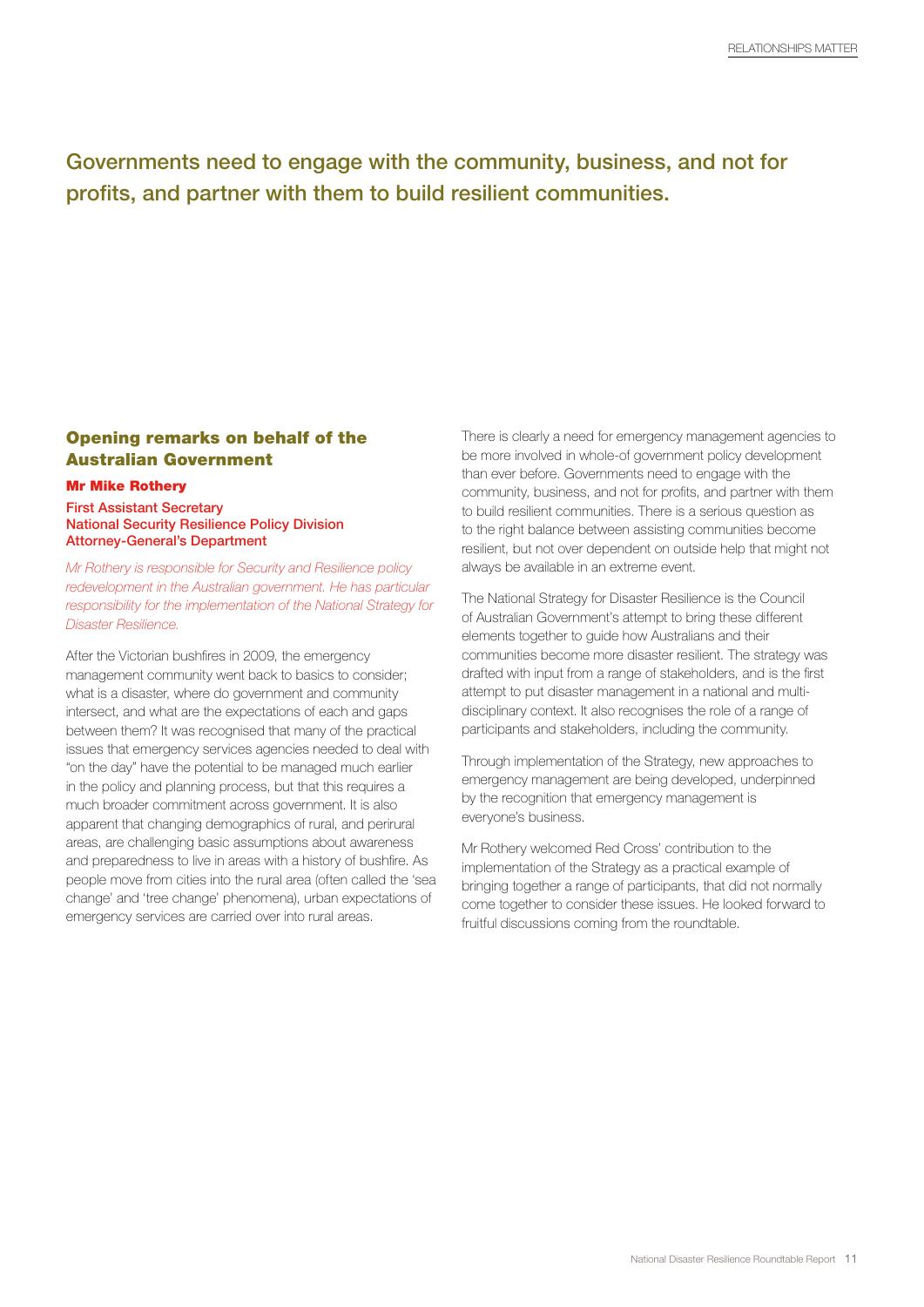Governments need to engage with the community, business, and not for profits, and partner with them to build resilient communities.

## Opening remarks on behalf of the Australian Government

**Mr Mike Rothery**

**First Assistant Secretary**
**National Security Resilience Policy Division**
**Attorney-General's Department**

*Mr Rothery is responsible for Security and Resilience policy redevelopment in the Australian government. He has particular responsibility for the implementation of the National Strategy for Disaster Resilience.*

After the Victorian bushfires in 2009, the emergency management community went back to basics to consider; what is a disaster, where do government and community intersect, and what are the expectations of each and gaps between them? It was recognised that many of the practical issues that emergency services agencies needed to deal with "on the day" have the potential to be managed much earlier in the policy and planning process, but that this requires a much broader commitment across government. It is also apparent that changing demographics of rural, and perirural areas, are challenging basic assumptions about awareness and preparedness to live in areas with a history of bushfire. As people move from cities into the rural area (often called the 'sea change' and 'tree change' phenomena), urban expectations of emergency services are carried over into rural areas.

There is clearly a need for emergency management agencies to be more involved in whole-of government policy development than ever before. Governments need to engage with the community, business, and not for profits, and partner with them to build resilient communities. There is a serious question as to the right balance between assisting communities become resilient, but not over dependent on outside help that might not always be available in an extreme event.

The National Strategy for Disaster Resilience is the Council of Australian Government's attempt to bring these different elements together to guide how Australians and their communities become more disaster resilient. The strategy was drafted with input from a range of stakeholders, and is the first attempt to put disaster management in a national and multi-disciplinary context. It also recognises the role of a range of participants and stakeholders, including the community.

Through implementation of the Strategy, new approaches to emergency management are being developed, underpinned by the recognition that emergency management is everyone's business.

Mr Rothery welcomed Red Cross' contribution to the implementation of the Strategy as a practical example of bringing together a range of participants, that did not normally come together to consider these issues. He looked forward to fruitful discussions coming from the roundtable.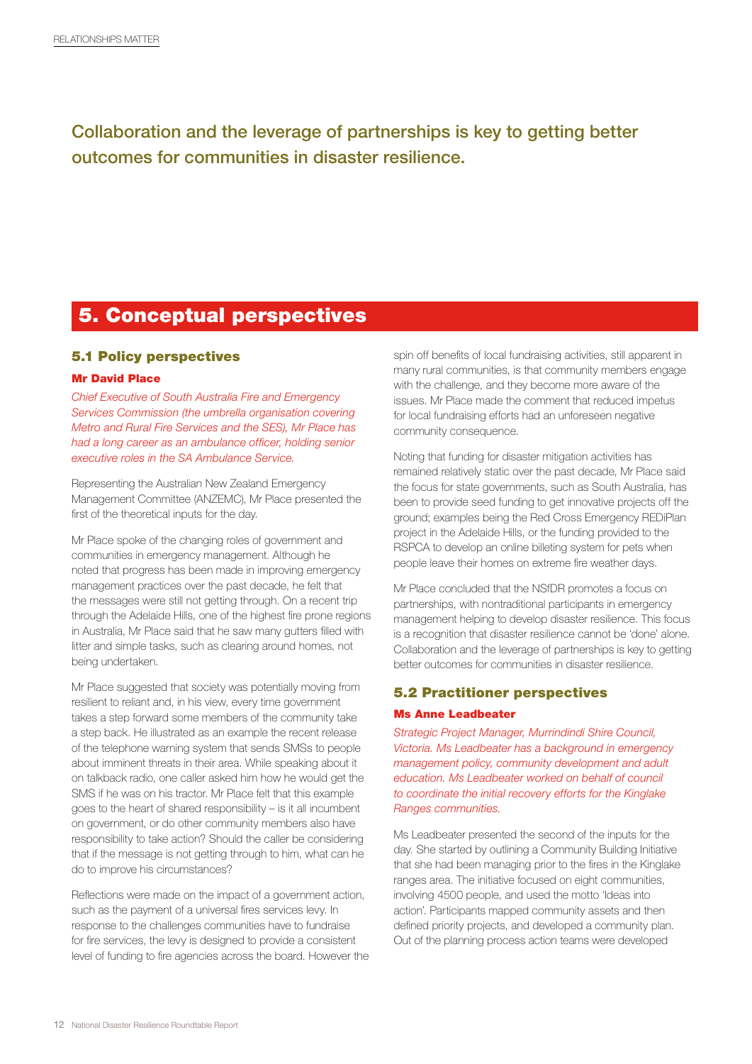Collaboration and the leverage of partnerships is key to getting better outcomes for communities in disaster resilience.

# 5. Conceptual perspectives

## 5.1 Policy perspectives

### Mr David Place

*Chief Executive of South Australia Fire and Emergency Services Commission (the umbrella organisation covering Metro and Rural Fire Services and the SES), Mr Place has had a long career as an ambulance officer, holding senior executive roles in the SA Ambulance Service.*

Representing the Australian New Zealand Emergency Management Committee (ANZEMC), Mr Place presented the first of the theoretical inputs for the day.

Mr Place spoke of the changing roles of government and communities in emergency management. Although he noted that progress has been made in improving emergency management practices over the past decade, he felt that the messages were still not getting through. On a recent trip through the Adelaide Hills, one of the highest fire prone regions in Australia, Mr Place said that he saw many gutters filled with litter and simple tasks, such as clearing around homes, not being undertaken.

Mr Place suggested that society was potentially moving from resilient to reliant and, in his view, every time government takes a step forward some members of the community take a step back. He illustrated as an example the recent release of the telephone warning system that sends SMSs to people about imminent threats in their area. While speaking about it on talkback radio, one caller asked him how he would get the SMS if he was on his tractor. Mr Place felt that this example goes to the heart of shared responsibility – is it all incumbent on government, or do other community members also have responsibility to take action? Should the caller be considering that if the message is not getting through to him, what can he do to improve his circumstances?

Reflections were made on the impact of a government action, such as the payment of a universal fires services levy. In response to the challenges communities have to fundraise for fire services, the levy is designed to provide a consistent level of funding to fire agencies across the board. However the spin off benefits of local fundraising activities, still apparent in many rural communities, is that community members engage with the challenge, and they become more aware of the issues. Mr Place made the comment that reduced impetus for local fundraising efforts had an unforeseen negative community consequence.

Noting that funding for disaster mitigation activities has remained relatively static over the past decade, Mr Place said the focus for state governments, such as South Australia, has been to provide seed funding to get innovative projects off the ground; examples being the Red Cross Emergency REDiPlan project in the Adelaide Hills, or the funding provided to the RSPCA to develop an online billeting system for pets when people leave their homes on extreme fire weather days.

Mr Place concluded that the NSfDR promotes a focus on partnerships, with nontraditional participants in emergency management helping to develop disaster resilience. This focus is a recognition that disaster resilience cannot be 'done' alone. Collaboration and the leverage of partnerships is key to getting better outcomes for communities in disaster resilience.

## 5.2 Practitioner perspectives

### Ms Anne Leadbeater

*Strategic Project Manager, Murrindindi Shire Council, Victoria. Ms Leadbeater has a background in emergency management policy, community development and adult education. Ms Leadbeater worked on behalf of council to coordinate the initial recovery efforts for the Kinglake Ranges communities.*

Ms Leadbeater presented the second of the inputs for the day. She started by outlining a Community Building Initiative that she had been managing prior to the fires in the Kinglake ranges area. The initiative focused on eight communities, involving 4500 people, and used the motto 'Ideas into action'. Participants mapped community assets and then defined priority projects, and developed a community plan. Out of the planning process action teams were developed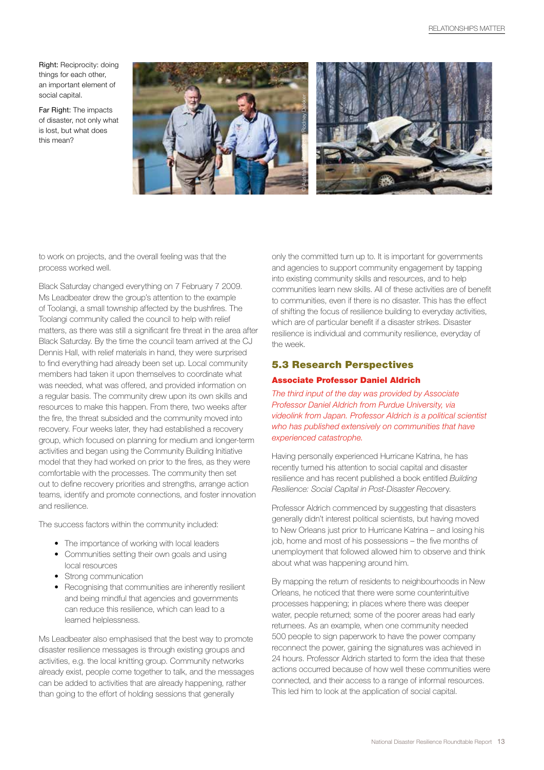Right: Reciprocity: doing things for each other, an important element of social capital.

Far Right: The impacts of disaster, not only what is lost, but what does this mean?

to work on projects, and the overall feeling was that the process worked well.

Black Saturday changed everything on 7 February 7 2009. Ms Leadbeater drew the group's attention to the example of Toolangi, a small township affected by the bushfires. The Toolangi community called the council to help with relief matters, as there was still a significant fire threat in the area after Black Saturday. By the time the council team arrived at the CJ Dennis Hall, with relief materials in hand, they were surprised to find everything had already been set up. Local community members had taken it upon themselves to coordinate what was needed, what was offered, and provided information on a regular basis. The community drew upon its own skills and resources to make this happen. From there, two weeks after the fire, the threat subsided and the community moved into recovery. Four weeks later, they had established a recovery group, which focused on planning for medium and longer-term activities and began using the Community Building Initiative model that they had worked on prior to the fires, as they were comfortable with the processes. The community then set out to define recovery priorities and strengths, arrange action teams, identify and promote connections, and foster innovation and resilience.

The success factors within the community included:

- The importance of working with local leaders
- Communities setting their own goals and using local resources
- Strong communication
- Recognising that communities are inherently resilient and being mindful that agencies and governments can reduce this resilience, which can lead to a learned helplessness.

Ms Leadbeater also emphasised that the best way to promote disaster resilience messages is through existing groups and activities, e.g. the local knitting group. Community networks already exist, people come together to talk, and the messages can be added to activities that are already happening, rather than going to the effort of holding sessions that generally only the committed turn up to. It is important for governments and agencies to support community engagement by tapping into existing community skills and resources, and to help communities learn new skills. All of these activities are of benefit to communities, even if there is no disaster. This has the effect of shifting the focus of resilience building to everyday activities, which are of particular benefit if a disaster strikes. Disaster resilience is individual and community resilience, everyday of the week.

## 5.3 Research Perspectives

### Associate Professor Daniel Aldrich

*The third input of the day was provided by Associate Professor Daniel Aldrich from Purdue University, via videolink from Japan. Professor Aldrich is a political scientist who has published extensively on communities that have experienced catastrophe.*

Having personally experienced Hurricane Katrina, he has recently turned his attention to social capital and disaster resilience and has recent published a book entitled *Building Resilience: Social Capital in Post-Disaster Recovery*.

Professor Aldrich commenced by suggesting that disasters generally didn't interest political scientists, but having moved to New Orleans just prior to Hurricane Katrina – and losing his job, home and most of his possessions – the five months of unemployment that followed allowed him to observe and think about what was happening around him.

By mapping the return of residents to neighbourhoods in New Orleans, he noticed that there were some counterintuitive processes happening; in places where there was deeper water, people returned; some of the poorer areas had early returnees. As an example, when one community needed 500 people to sign paperwork to have the power company reconnect the power, gaining the signatures was achieved in 24 hours. Professor Aldrich started to form the idea that these actions occurred because of how well these communities were connected, and their access to a range of informal resources. This led him to look at the application of social capital.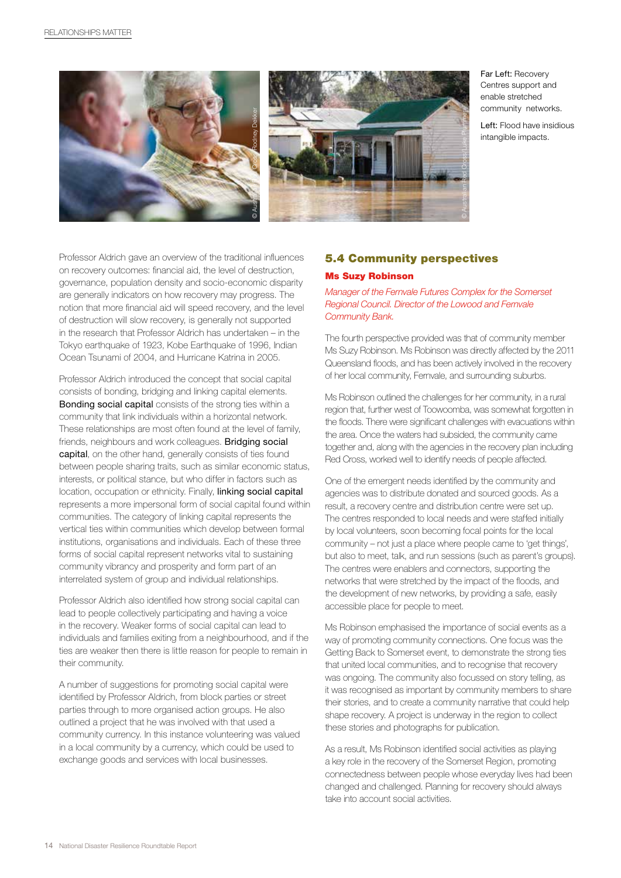Far Left: Recovery Centres support and enable stretched community networks.

Left: Flood have insidious intangible impacts.

Professor Aldrich gave an overview of the traditional influences on recovery outcomes: financial aid, the level of destruction, governance, population density and socio-economic disparity are generally indicators on how recovery may progress. The notion that more financial aid will speed recovery, and the level of destruction will slow recovery, is generally not supported in the research that Professor Aldrich has undertaken – in the Tokyo earthquake of 1923, Kobe Earthquake of 1996, Indian Ocean Tsunami of 2004, and Hurricane Katrina in 2005.

Professor Aldrich introduced the concept that social capital consists of bonding, bridging and linking capital elements. **Bonding social capital** consists of the strong ties within a community that link individuals within a horizontal network. These relationships are most often found at the level of family, friends, neighbours and work colleagues. **Bridging social capital**, on the other hand, generally consists of ties found between people sharing traits, such as similar economic status, interests, or political stance, but who differ in factors such as location, occupation or ethnicity. Finally, **linking social capital** represents a more impersonal form of social capital found within communities. The category of linking capital represents the vertical ties within communities which develop between formal institutions, organisations and individuals. Each of these three forms of social capital represent networks vital to sustaining community vibrancy and prosperity and form part of an interrelated system of group and individual relationships.

Professor Aldrich also identified how strong social capital can lead to people collectively participating and having a voice in the recovery. Weaker forms of social capital can lead to individuals and families exiting from a neighbourhood, and if the ties are weaker then there is little reason for people to remain in their community.

A number of suggestions for promoting social capital were identified by Professor Aldrich, from block parties or street parties through to more organised action groups. He also outlined a project that he was involved with that used a community currency. In this instance volunteering was valued in a local community by a currency, which could be used to exchange goods and services with local businesses.

## 5.4 Community perspectives

### Ms Suzy Robinson

*Manager of the Fernvale Futures Complex for the Somerset Regional Council. Director of the Lowood and Fernvale Community Bank.*

The fourth perspective provided was that of community member Ms Suzy Robinson. Ms Robinson was directly affected by the 2011 Queensland floods, and has been actively involved in the recovery of her local community, Fernvale, and surrounding suburbs.

Ms Robinson outlined the challenges for her community, in a rural region that, further west of Toowoomba, was somewhat forgotten in the floods. There were significant challenges with evacuations within the area. Once the waters had subsided, the community came together and, along with the agencies in the recovery plan including Red Cross, worked well to identify needs of people affected.

One of the emergent needs identified by the community and agencies was to distribute donated and sourced goods. As a result, a recovery centre and distribution centre were set up. The centres responded to local needs and were staffed initially by local volunteers, soon becoming focal points for the local community – not just a place where people came to 'get things', but also to meet, talk, and run sessions (such as parent's groups). The centres were enablers and connectors, supporting the networks that were stretched by the impact of the floods, and the development of new networks, by providing a safe, easily accessible place for people to meet.

Ms Robinson emphasised the importance of social events as a way of promoting community connections. One focus was the Getting Back to Somerset event, to demonstrate the strong ties that united local communities, and to recognise that recovery was ongoing. The community also focussed on story telling, as it was recognised as important by community members to share their stories, and to create a community narrative that could help shape recovery. A project is underway in the region to collect these stories and photographs for publication.

As a result, Ms Robinson identified social activities as playing a key role in the recovery of the Somerset Region, promoting connectedness between people whose everyday lives had been changed and challenged. Planning for recovery should always take into account social activities.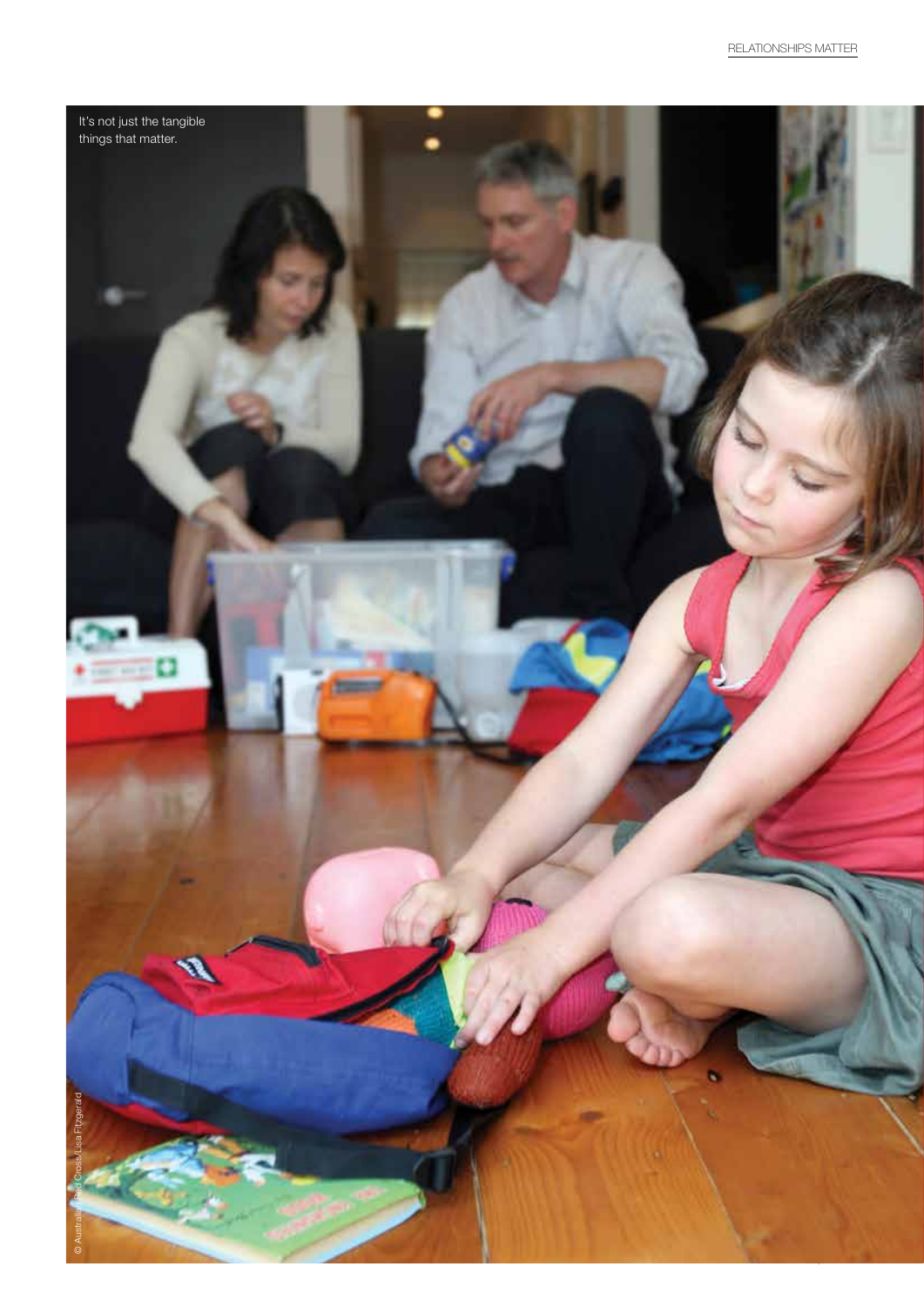It's not just the tangible things that matter.

© Australian Red Cross/Lisa Fitzgerald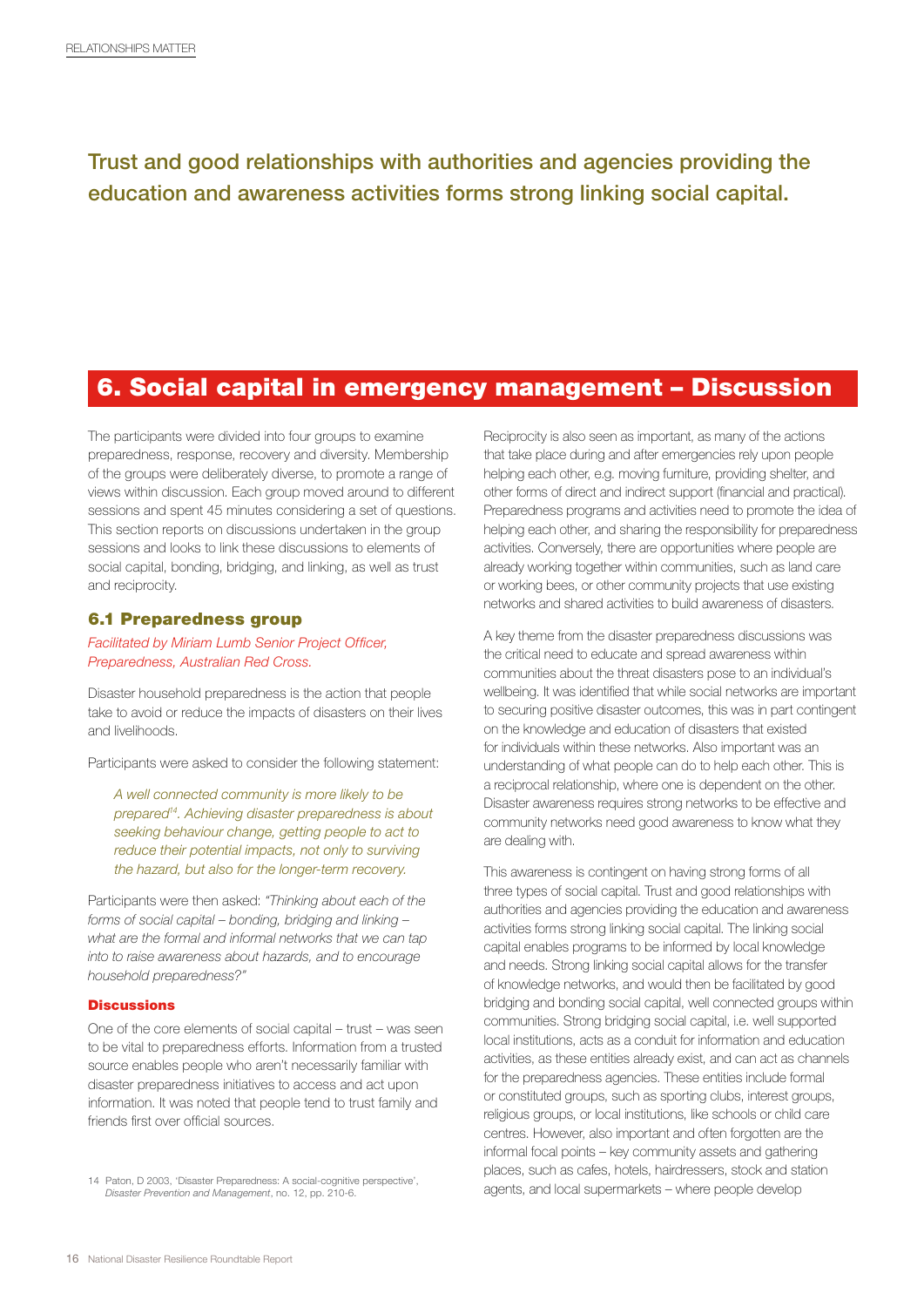**Trust and good relationships with authorities and agencies providing the education and awareness activities forms strong linking social capital.**

## 6. Social capital in emergency management – Discussion

The participants were divided into four groups to examine preparedness, response, recovery and diversity. Membership of the groups were deliberately diverse, to promote a range of views within discussion. Each group moved around to different sessions and spent 45 minutes considering a set of questions. This section reports on discussions undertaken in the group sessions and looks to link these discussions to elements of social capital, bonding, bridging, and linking, as well as trust and reciprocity.

### 6.1 Preparedness group

*Facilitated by Miriam Lumb Senior Project Officer, Preparedness, Australian Red Cross.*

Disaster household preparedness is the action that people take to avoid or reduce the impacts of disasters on their lives and livelihoods.

Participants were asked to consider the following statement:

> *A well connected community is more likely to be prepared[14]. Achieving disaster preparedness is about seeking behaviour change, getting people to act to reduce their potential impacts, not only to surviving the hazard, but also for the longer-term recovery.*

Participants were then asked: *"Thinking about each of the forms of social capital – bonding, bridging and linking – what are the formal and informal networks that we can tap into to raise awareness about hazards, and to encourage household preparedness?"*

#### Discussions

One of the core elements of social capital – trust – was seen to be vital to preparedness efforts. Information from a trusted source enables people who aren't necessarily familiar with disaster preparedness initiatives to access and act upon information. It was noted that people tend to trust family and friends first over official sources.

Reciprocity is also seen as important, as many of the actions that take place during and after emergencies rely upon people helping each other, e.g. moving furniture, providing shelter, and other forms of direct and indirect support (financial and practical). Preparedness programs and activities need to promote the idea of helping each other, and sharing the responsibility for preparedness activities. Conversely, there are opportunities where people are already working together within communities, such as land care or working bees, or other community projects that use existing networks and shared activities to build awareness of disasters.

A key theme from the disaster preparedness discussions was the critical need to educate and spread awareness within communities about the threat disasters pose to an individual's wellbeing. It was identified that while social networks are important to securing positive disaster outcomes, this was in part contingent on the knowledge and education of disasters that existed for individuals within these networks. Also important was an understanding of what people can do to help each other. This is a reciprocal relationship, where one is dependent on the other. Disaster awareness requires strong networks to be effective and community networks need good awareness to know what they are dealing with.

This awareness is contingent on having strong forms of all three types of social capital. Trust and good relationships with authorities and agencies providing the education and awareness activities forms strong linking social capital. The linking social capital enables programs to be informed by local knowledge and needs. Strong linking social capital allows for the transfer of knowledge networks, and would then be facilitated by good bridging and bonding social capital, well connected groups within communities. Strong bridging social capital, i.e. well supported local institutions, acts as a conduit for information and education activities, as these entities already exist, and can act as channels for the preparedness agencies. These entities include formal or constituted groups, such as sporting clubs, interest groups, religious groups, or local institutions, like schools or child care centres. However, also important and often forgotten are the informal focal points – key community assets and gathering places, such as cafes, hotels, hairdressers, stock and station agents, and local supermarkets – where people develop

14 Paton, D 2003, 'Disaster Preparedness: A social-cognitive perspective', *Disaster Prevention and Management*, no. 12, pp. 210-6.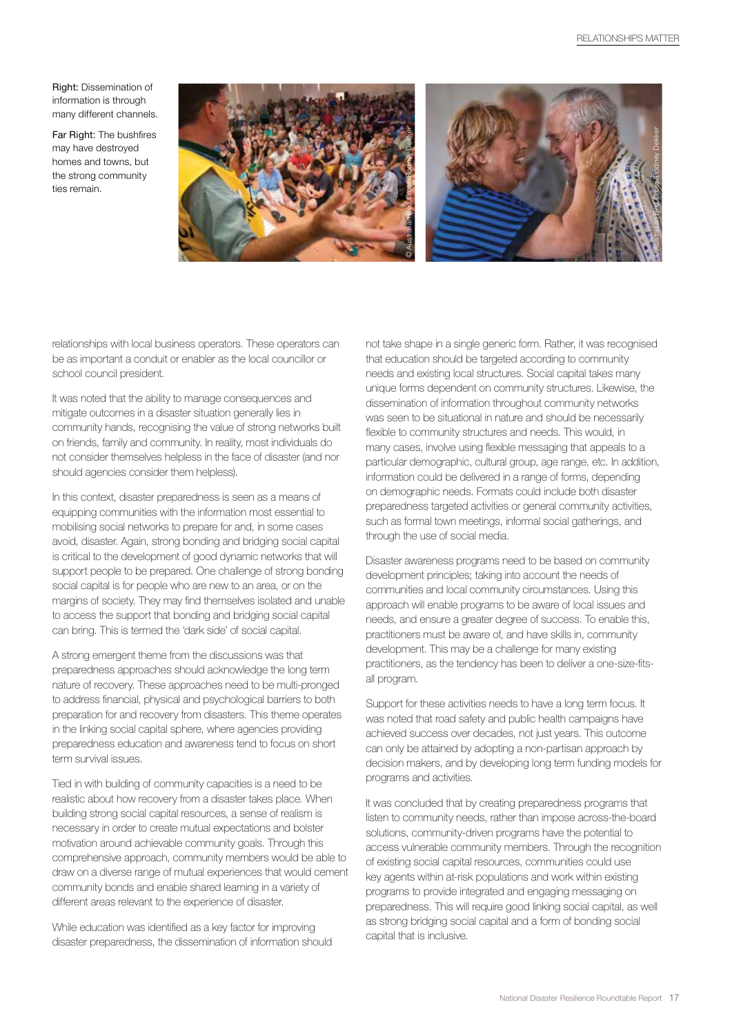Right: Dissemination of information is through many different channels.

Far Right: The bushfires may have destroyed homes and towns, but the strong community ties remain.

relationships with local business operators. These operators can be as important a conduit or enabler as the local councillor or school council president.

It was noted that the ability to manage consequences and mitigate outcomes in a disaster situation generally lies in community hands, recognising the value of strong networks built on friends, family and community. In reality, most individuals do not consider themselves helpless in the face of disaster (and nor should agencies consider them helpless).

In this context, disaster preparedness is seen as a means of equipping communities with the information most essential to mobilising social networks to prepare for and, in some cases avoid, disaster. Again, strong bonding and bridging social capital is critical to the development of good dynamic networks that will support people to be prepared. One challenge of strong bonding social capital is for people who are new to an area, or on the margins of society. They may find themselves isolated and unable to access the support that bonding and bridging social capital can bring. This is termed the 'dark side' of social capital.

A strong emergent theme from the discussions was that preparedness approaches should acknowledge the long term nature of recovery. These approaches need to be multi-pronged to address financial, physical and psychological barriers to both preparation for and recovery from disasters. This theme operates in the linking social capital sphere, where agencies providing preparedness education and awareness tend to focus on short term survival issues.

Tied in with building of community capacities is a need to be realistic about how recovery from a disaster takes place. When building strong social capital resources, a sense of realism is necessary in order to create mutual expectations and bolster motivation around achievable community goals. Through this comprehensive approach, community members would be able to draw on a diverse range of mutual experiences that would cement community bonds and enable shared learning in a variety of different areas relevant to the experience of disaster.

While education was identified as a key factor for improving disaster preparedness, the dissemination of information should not take shape in a single generic form. Rather, it was recognised that education should be targeted according to community needs and existing local structures. Social capital takes many unique forms dependent on community structures. Likewise, the dissemination of information throughout community networks was seen to be situational in nature and should be necessarily flexible to community structures and needs. This would, in many cases, involve using flexible messaging that appeals to a particular demographic, cultural group, age range, etc. In addition, information could be delivered in a range of forms, depending on demographic needs. Formats could include both disaster preparedness targeted activities or general community activities, such as formal town meetings, informal social gatherings, and through the use of social media.

Disaster awareness programs need to be based on community development principles; taking into account the needs of communities and local community circumstances. Using this approach will enable programs to be aware of local issues and needs, and ensure a greater degree of success. To enable this, practitioners must be aware of, and have skills in, community development. This may be a challenge for many existing practitioners, as the tendency has been to deliver a one-size-fits-all program.

Support for these activities needs to have a long term focus. It was noted that road safety and public health campaigns have achieved success over decades, not just years. This outcome can only be attained by adopting a non-partisan approach by decision makers, and by developing long term funding models for programs and activities.

It was concluded that by creating preparedness programs that listen to community needs, rather than impose across-the-board solutions, community-driven programs have the potential to access vulnerable community members. Through the recognition of existing social capital resources, communities could use key agents within at-risk populations and work within existing programs to provide integrated and engaging messaging on preparedness. This will require good linking social capital, as well as strong bridging social capital and a form of bonding social capital that is inclusive.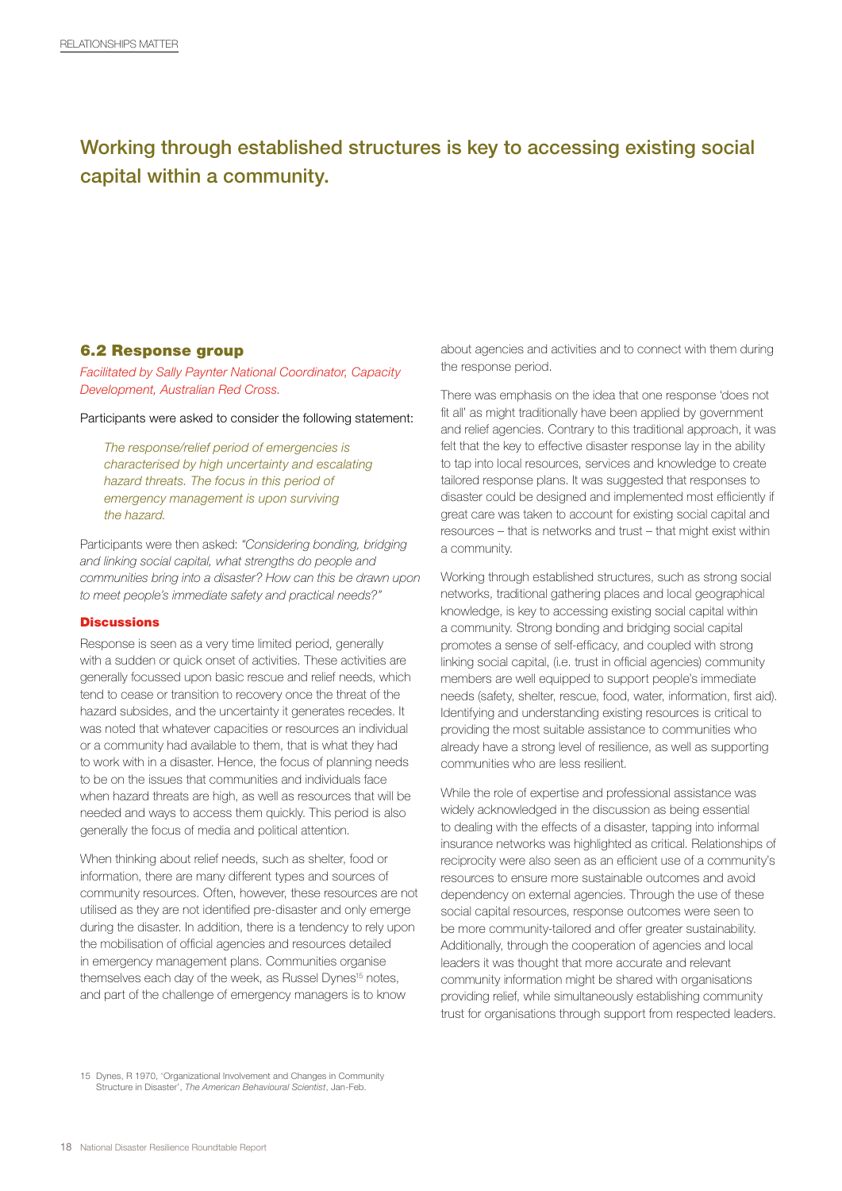## Working through established structures is key to accessing existing social capital within a community.

### 6.2 Response group

*Facilitated by Sally Paynter National Coordinator, Capacity Development, Australian Red Cross.*

Participants were asked to consider the following statement:

> *The response/relief period of emergencies is characterised by high uncertainty and escalating hazard threats. The focus in this period of emergency management is upon surviving the hazard.*

Participants were then asked: *"Considering bonding, bridging and linking social capital, what strengths do people and communities bring into a disaster? How can this be drawn upon to meet people's immediate safety and practical needs?"*

#### Discussions

Response is seen as a very time limited period, generally with a sudden or quick onset of activities. These activities are generally focussed upon basic rescue and relief needs, which tend to cease or transition to recovery once the threat of the hazard subsides, and the uncertainty it generates recedes. It was noted that whatever capacities or resources an individual or a community had available to them, that is what they had to work with in a disaster. Hence, the focus of planning needs to be on the issues that communities and individuals face when hazard threats are high, as well as resources that will be needed and ways to access them quickly. This period is also generally the focus of media and political attention.

When thinking about relief needs, such as shelter, food or information, there are many different types and sources of community resources. Often, however, these resources are not utilised as they are not identified pre-disaster and only emerge during the disaster. In addition, there is a tendency to rely upon the mobilisation of official agencies and resources detailed in emergency management plans. Communities organise themselves each day of the week, as Russel Dynes[15] notes, and part of the challenge of emergency managers is to know about agencies and activities and to connect with them during the response period.

There was emphasis on the idea that one response 'does not fit all' as might traditionally have been applied by government and relief agencies. Contrary to this traditional approach, it was felt that the key to effective disaster response lay in the ability to tap into local resources, services and knowledge to create tailored response plans. It was suggested that responses to disaster could be designed and implemented most efficiently if great care was taken to account for existing social capital and resources – that is networks and trust – that might exist within a community.

Working through established structures, such as strong social networks, traditional gathering places and local geographical knowledge, is key to accessing existing social capital within a community. Strong bonding and bridging social capital promotes a sense of self-efficacy, and coupled with strong linking social capital, (i.e. trust in official agencies) community members are well equipped to support people's immediate needs (safety, shelter, rescue, food, water, information, first aid). Identifying and understanding existing resources is critical to providing the most suitable assistance to communities who already have a strong level of resilience, as well as supporting communities who are less resilient.

While the role of expertise and professional assistance was widely acknowledged in the discussion as being essential to dealing with the effects of a disaster, tapping into informal insurance networks was highlighted as critical. Relationships of reciprocity were also seen as an efficient use of a community's resources to ensure more sustainable outcomes and avoid dependency on external agencies. Through the use of these social capital resources, response outcomes were seen to be more community-tailored and offer greater sustainability. Additionally, through the cooperation of agencies and local leaders it was thought that more accurate and relevant community information might be shared with organisations providing relief, while simultaneously establishing community trust for organisations through support from respected leaders.

15 Dynes, R 1970, 'Organizational Involvement and Changes in Community Structure in Disaster', *The American Behavioural Scientist*, Jan-Feb.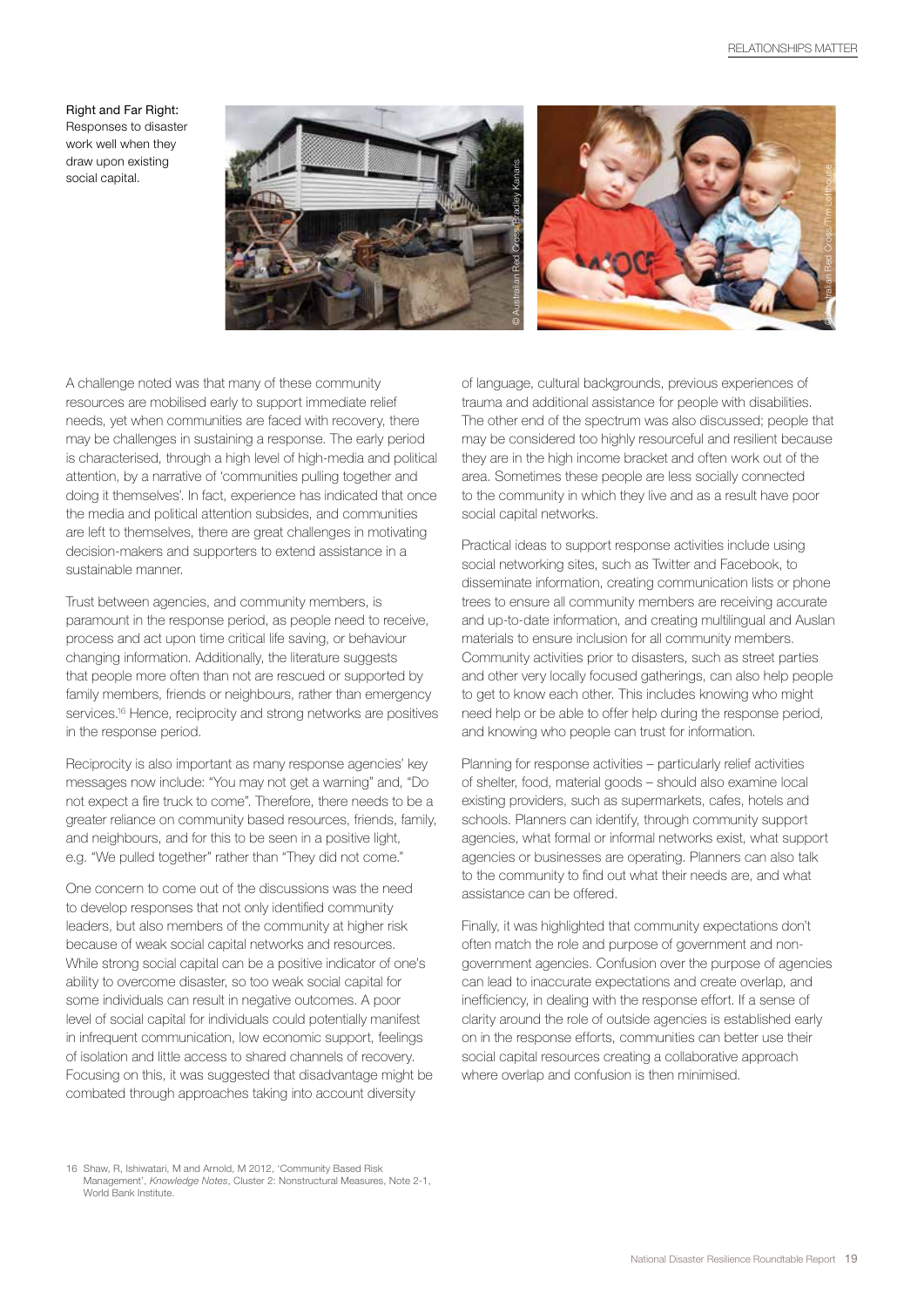Right and Far Right: Responses to disaster work well when they draw upon existing social capital.

A challenge noted was that many of these community resources are mobilised early to support immediate relief needs, yet when communities are faced with recovery, there may be challenges in sustaining a response. The early period is characterised, through a high level of high-media and political attention, by a narrative of 'communities pulling together and doing it themselves'. In fact, experience has indicated that once the media and political attention subsides, and communities are left to themselves, there are great challenges in motivating decision-makers and supporters to extend assistance in a sustainable manner.

Trust between agencies, and community members, is paramount in the response period, as people need to receive, process and act upon time critical life saving, or behaviour changing information. Additionally, the literature suggests that people more often than not are rescued or supported by family members, friends or neighbours, rather than emergency services.[16] Hence, reciprocity and strong networks are positives in the response period.

Reciprocity is also important as many response agencies' key messages now include: "You may not get a warning" and, "Do not expect a fire truck to come". Therefore, there needs to be a greater reliance on community based resources, friends, family, and neighbours, and for this to be seen in a positive light, e.g. "We pulled together" rather than "They did not come."

One concern to come out of the discussions was the need to develop responses that not only identified community leaders, but also members of the community at higher risk because of weak social capital networks and resources. While strong social capital can be a positive indicator of one's ability to overcome disaster, so too weak social capital for some individuals can result in negative outcomes. A poor level of social capital for individuals could potentially manifest in infrequent communication, low economic support, feelings of isolation and little access to shared channels of recovery. Focusing on this, it was suggested that disadvantage might be combated through approaches taking into account diversity of language, cultural backgrounds, previous experiences of trauma and additional assistance for people with disabilities. The other end of the spectrum was also discussed; people that may be considered too highly resourceful and resilient because they are in the high income bracket and often work out of the area. Sometimes these people are less socially connected to the community in which they live and as a result have poor social capital networks.

Practical ideas to support response activities include using social networking sites, such as Twitter and Facebook, to disseminate information, creating communication lists or phone trees to ensure all community members are receiving accurate and up-to-date information, and creating multilingual and Auslan materials to ensure inclusion for all community members. Community activities prior to disasters, such as street parties and other very locally focused gatherings, can also help people to get to know each other. This includes knowing who might need help or be able to offer help during the response period, and knowing who people can trust for information.

Planning for response activities – particularly relief activities of shelter, food, material goods – should also examine local existing providers, such as supermarkets, cafes, hotels and schools. Planners can identify, through community support agencies, what formal or informal networks exist, what support agencies or businesses are operating. Planners can also talk to the community to find out what their needs are, and what assistance can be offered.

Finally, it was highlighted that community expectations don't often match the role and purpose of government and non-government agencies. Confusion over the purpose of agencies can lead to inaccurate expectations and create overlap, and inefficiency, in dealing with the response effort. If a sense of clarity around the role of outside agencies is established early on in the response efforts, communities can better use their social capital resources creating a collaborative approach where overlap and confusion is then minimised.

16 Shaw, R, Ishiwatari, M and Arnold, M 2012, 'Community Based Risk Management', *Knowledge Notes*, Cluster 2: Nonstructural Measures, Note 2-1, World Bank Institute.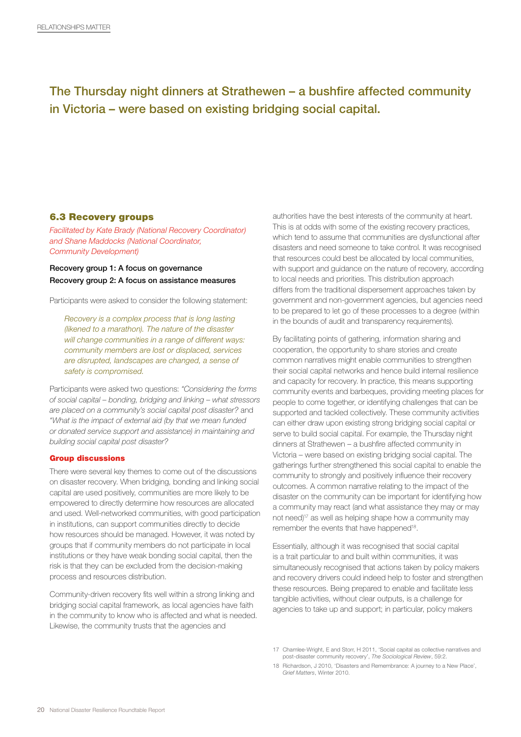## The Thursday night dinners at Strathewen – a bushfire affected community in Victoria – were based on existing bridging social capital.

### 6.3 Recovery groups

*Facilitated by Kate Brady (National Recovery Coordinator) and Shane Maddocks (National Coordinator, Community Development)*

**Recovery group 1: A focus on governance**
**Recovery group 2: A focus on assistance measures**

Participants were asked to consider the following statement:

> *Recovery is a complex process that is long lasting (likened to a marathon). The nature of the disaster will change communities in a range of different ways: community members are lost or displaced, services are disrupted, landscapes are changed, a sense of safety is compromised.*

Participants were asked two questions: *"Considering the forms of social capital – bonding, bridging and linking – what stressors are placed on a community's social capital post disaster?* and *"What is the impact of external aid (by that we mean funded or donated service support and assistance) in maintaining and building social capital post disaster?*

#### Group discussions

There were several key themes to come out of the discussions on disaster recovery. When bridging, bonding and linking social capital are used positively, communities are more likely to be empowered to directly determine how resources are allocated and used. Well-networked communities, with good participation in institutions, can support communities directly to decide how resources should be managed. However, it was noted by groups that if community members do not participate in local institutions or they have weak bonding social capital, then the risk is that they can be excluded from the decision-making process and resources distribution.

Community-driven recovery fits well within a strong linking and bridging social capital framework, as local agencies have faith in the community to know who is affected and what is needed. Likewise, the community trusts that the agencies and authorities have the best interests of the community at heart. This is at odds with some of the existing recovery practices, which tend to assume that communities are dysfunctional after disasters and need someone to take control. It was recognised that resources could best be allocated by local communities, with support and guidance on the nature of recovery, according to local needs and priorities. This distribution approach differs from the traditional dispersement approaches taken by government and non-government agencies, but agencies need to be prepared to let go of these processes to a degree (within in the bounds of audit and transparency requirements).

By facilitating points of gathering, information sharing and cooperation, the opportunity to share stories and create common narratives might enable communities to strengthen their social capital networks and hence build internal resilience and capacity for recovery. In practice, this means supporting community events and barbeques, providing meeting places for people to come together, or identifying challenges that can be supported and tackled collectively. These community activities can either draw upon existing strong bridging social capital or serve to build social capital. For example, the Thursday night dinners at Strathewen – a bushfire affected community in Victoria – were based on existing bridging social capital. The gatherings further strengthened this social capital to enable the community to strongly and positively influence their recovery outcomes. A common narrative relating to the impact of the disaster on the community can be important for identifying how a community may react (and what assistance they may or may not need)[17] as well as helping shape how a community may remember the events that have happened[18].

Essentially, although it was recognised that social capital is a trait particular to and built within communities, it was simultaneously recognised that actions taken by policy makers and recovery drivers could indeed help to foster and strengthen these resources. Being prepared to enable and facilitate less tangible activities, without clear outputs, is a challenge for agencies to take up and support; in particular, policy makers

---

17 Chamlee-Wright, E and Storr, H 2011, 'Social capital as collective narratives and post-disaster community recovery', *The Sociological Review*, 59:2.

18 Richardson, J 2010, 'Disasters and Remembrance: A journey to a New Place', *Grief Matters*, Winter 2010.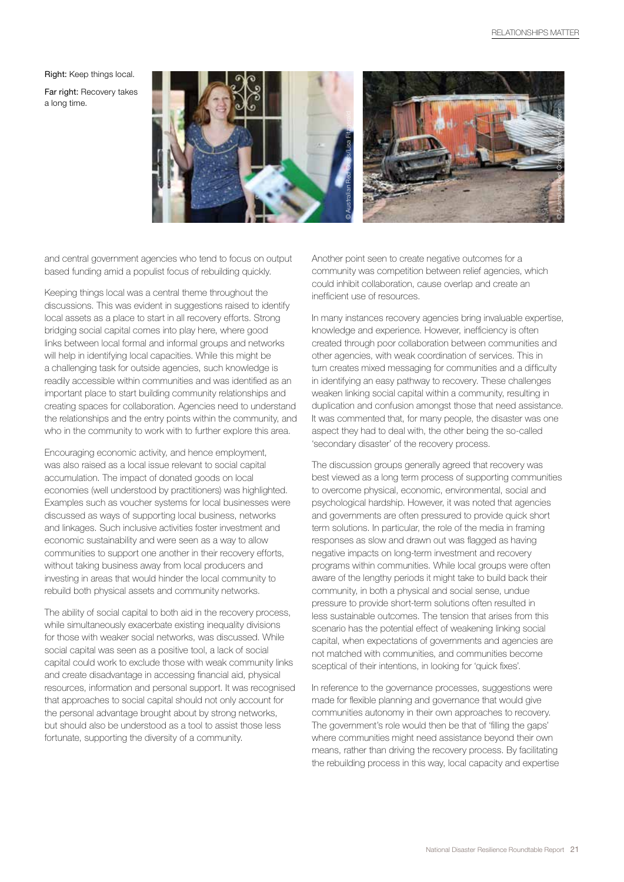Right: Keep things local.

Far right: Recovery takes a long time.

and central government agencies who tend to focus on output based funding amid a populist focus of rebuilding quickly.

Keeping things local was a central theme throughout the discussions. This was evident in suggestions raised to identify local assets as a place to start in all recovery efforts. Strong bridging social capital comes into play here, where good links between local formal and informal groups and networks will help in identifying local capacities. While this might be a challenging task for outside agencies, such knowledge is readily accessible within communities and was identified as an important place to start building community relationships and creating spaces for collaboration. Agencies need to understand the relationships and the entry points within the community, and who in the community to work with to further explore this area.

Encouraging economic activity, and hence employment, was also raised as a local issue relevant to social capital accumulation. The impact of donated goods on local economies (well understood by practitioners) was highlighted. Examples such as voucher systems for local businesses were discussed as ways of supporting local business, networks and linkages. Such inclusive activities foster investment and economic sustainability and were seen as a way to allow communities to support one another in their recovery efforts, without taking business away from local producers and investing in areas that would hinder the local community to rebuild both physical assets and community networks.

The ability of social capital to both aid in the recovery process, while simultaneously exacerbate existing inequality divisions for those with weaker social networks, was discussed. While social capital was seen as a positive tool, a lack of social capital could work to exclude those with weak community links and create disadvantage in accessing financial aid, physical resources, information and personal support. It was recognised that approaches to social capital should not only account for the personal advantage brought about by strong networks, but should also be understood as a tool to assist those less fortunate, supporting the diversity of a community.

Another point seen to create negative outcomes for a community was competition between relief agencies, which could inhibit collaboration, cause overlap and create an inefficient use of resources.

In many instances recovery agencies bring invaluable expertise, knowledge and experience. However, inefficiency is often created through poor collaboration between communities and other agencies, with weak coordination of services. This in turn creates mixed messaging for communities and a difficulty in identifying an easy pathway to recovery. These challenges weaken linking social capital within a community, resulting in duplication and confusion amongst those that need assistance. It was commented that, for many people, the disaster was one aspect they had to deal with, the other being the so-called 'secondary disaster' of the recovery process.

The discussion groups generally agreed that recovery was best viewed as a long term process of supporting communities to overcome physical, economic, environmental, social and psychological hardship. However, it was noted that agencies and governments are often pressured to provide quick short term solutions. In particular, the role of the media in framing responses as slow and drawn out was flagged as having negative impacts on long-term investment and recovery programs within communities. While local groups were often aware of the lengthy periods it might take to build back their community, in both a physical and social sense, undue pressure to provide short-term solutions often resulted in less sustainable outcomes. The tension that arises from this scenario has the potential effect of weakening linking social capital, when expectations of governments and agencies are not matched with communities, and communities become sceptical of their intentions, in looking for 'quick fixes'.

In reference to the governance processes, suggestions were made for flexible planning and governance that would give communities autonomy in their own approaches to recovery. The government's role would then be that of 'filling the gaps' where communities might need assistance beyond their own means, rather than driving the recovery process. By facilitating the rebuilding process in this way, local capacity and expertise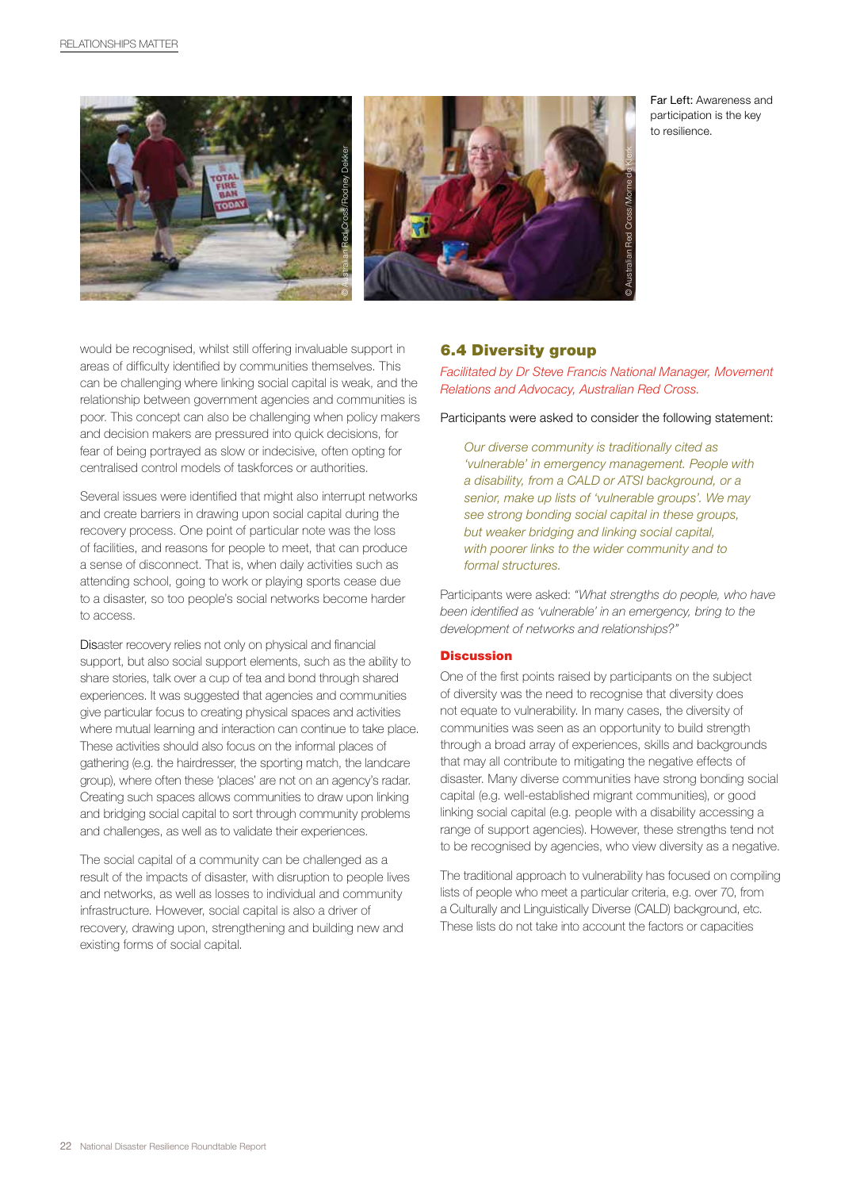Far Left: Awareness and participation is the key to resilience.

would be recognised, whilst still offering invaluable support in areas of difficulty identified by communities themselves. This can be challenging where linking social capital is weak, and the relationship between government agencies and communities is poor. This concept can also be challenging when policy makers and decision makers are pressured into quick decisions, for fear of being portrayed as slow or indecisive, often opting for centralised control models of taskforces or authorities.

Several issues were identified that might also interrupt networks and create barriers in drawing upon social capital during the recovery process. One point of particular note was the loss of facilities, and reasons for people to meet, that can produce a sense of disconnect. That is, when daily activities such as attending school, going to work or playing sports cease due to a disaster, so too people's social networks become harder to access.

Disaster recovery relies not only on physical and financial support, but also social support elements, such as the ability to share stories, talk over a cup of tea and bond through shared experiences. It was suggested that agencies and communities give particular focus to creating physical spaces and activities where mutual learning and interaction can continue to take place. These activities should also focus on the informal places of gathering (e.g. the hairdresser, the sporting match, the landcare group), where often these 'places' are not on an agency's radar. Creating such spaces allows communities to draw upon linking and bridging social capital to sort through community problems and challenges, as well as to validate their experiences.

The social capital of a community can be challenged as a result of the impacts of disaster, with disruption to people lives and networks, as well as losses to individual and community infrastructure. However, social capital is also a driver of recovery, drawing upon, strengthening and building new and existing forms of social capital.

## 6.4 Diversity group

*Facilitated by Dr Steve Francis National Manager, Movement Relations and Advocacy, Australian Red Cross.*

Participants were asked to consider the following statement:

> *Our diverse community is traditionally cited as 'vulnerable' in emergency management. People with a disability, from a CALD or ATSI background, or a senior, make up lists of 'vulnerable groups'. We may see strong bonding social capital in these groups, but weaker bridging and linking social capital, with poorer links to the wider community and to formal structures.*

Participants were asked: *"What strengths do people, who have been identified as 'vulnerable' in an emergency, bring to the development of networks and relationships?"*

### Discussion

One of the first points raised by participants on the subject of diversity was the need to recognise that diversity does not equate to vulnerability. In many cases, the diversity of communities was seen as an opportunity to build strength through a broad array of experiences, skills and backgrounds that may all contribute to mitigating the negative effects of disaster. Many diverse communities have strong bonding social capital (e.g. well-established migrant communities), or good linking social capital (e.g. people with a disability accessing a range of support agencies). However, these strengths tend not to be recognised by agencies, who view diversity as a negative.

The traditional approach to vulnerability has focused on compiling lists of people who meet a particular criteria, e.g. over 70, from a Culturally and Linguistically Diverse (CALD) background, etc. These lists do not take into account the factors or capacities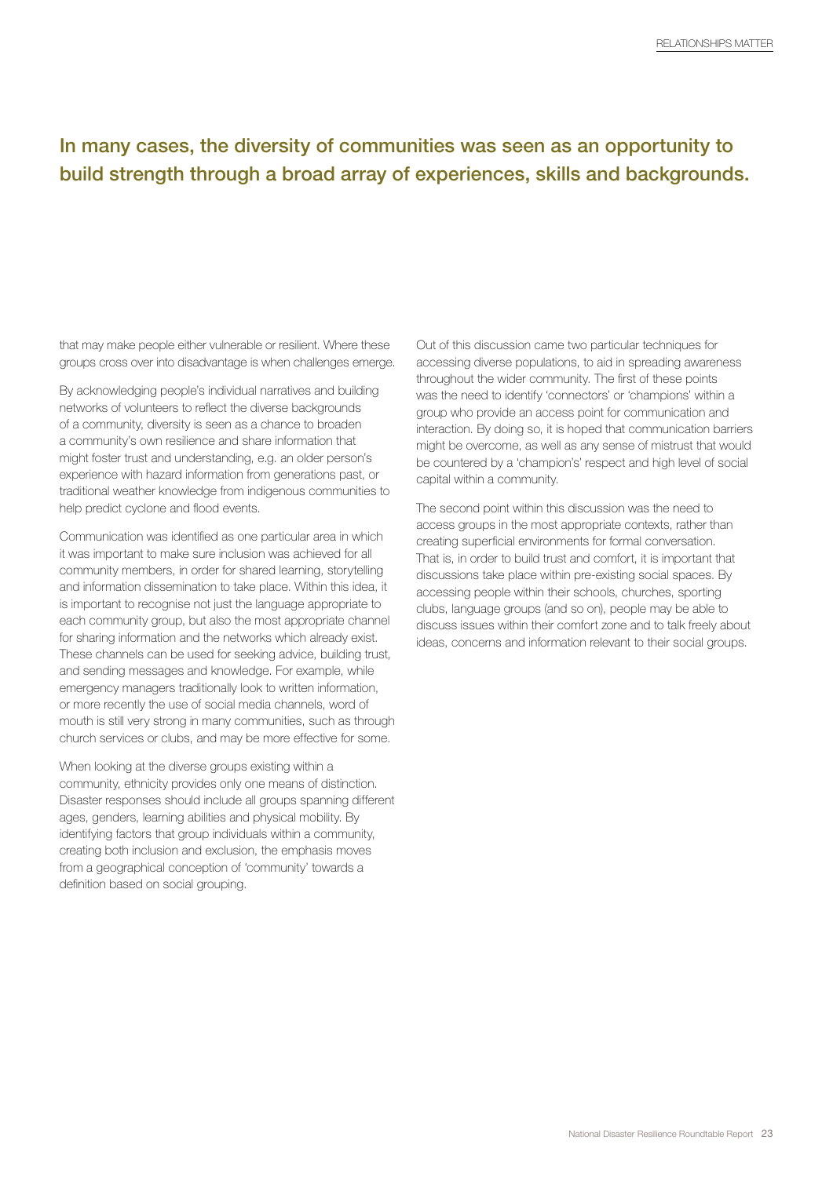## In many cases, the diversity of communities was seen as an opportunity to build strength through a broad array of experiences, skills and backgrounds.

that may make people either vulnerable or resilient. Where these groups cross over into disadvantage is when challenges emerge.

By acknowledging people's individual narratives and building networks of volunteers to reflect the diverse backgrounds of a community, diversity is seen as a chance to broaden a community's own resilience and share information that might foster trust and understanding, e.g. an older person's experience with hazard information from generations past, or traditional weather knowledge from indigenous communities to help predict cyclone and flood events.

Communication was identified as one particular area in which it was important to make sure inclusion was achieved for all community members, in order for shared learning, storytelling and information dissemination to take place. Within this idea, it is important to recognise not just the language appropriate to each community group, but also the most appropriate channel for sharing information and the networks which already exist. These channels can be used for seeking advice, building trust, and sending messages and knowledge. For example, while emergency managers traditionally look to written information, or more recently the use of social media channels, word of mouth is still very strong in many communities, such as through church services or clubs, and may be more effective for some.

When looking at the diverse groups existing within a community, ethnicity provides only one means of distinction. Disaster responses should include all groups spanning different ages, genders, learning abilities and physical mobility. By identifying factors that group individuals within a community, creating both inclusion and exclusion, the emphasis moves from a geographical conception of 'community' towards a definition based on social grouping.

Out of this discussion came two particular techniques for accessing diverse populations, to aid in spreading awareness throughout the wider community. The first of these points was the need to identify 'connectors' or 'champions' within a group who provide an access point for communication and interaction. By doing so, it is hoped that communication barriers might be overcome, as well as any sense of mistrust that would be countered by a 'champion's' respect and high level of social capital within a community.

The second point within this discussion was the need to access groups in the most appropriate contexts, rather than creating superficial environments for formal conversation. That is, in order to build trust and comfort, it is important that discussions take place within pre-existing social spaces. By accessing people within their schools, churches, sporting clubs, language groups (and so on), people may be able to discuss issues within their comfort zone and to talk freely about ideas, concerns and information relevant to their social groups.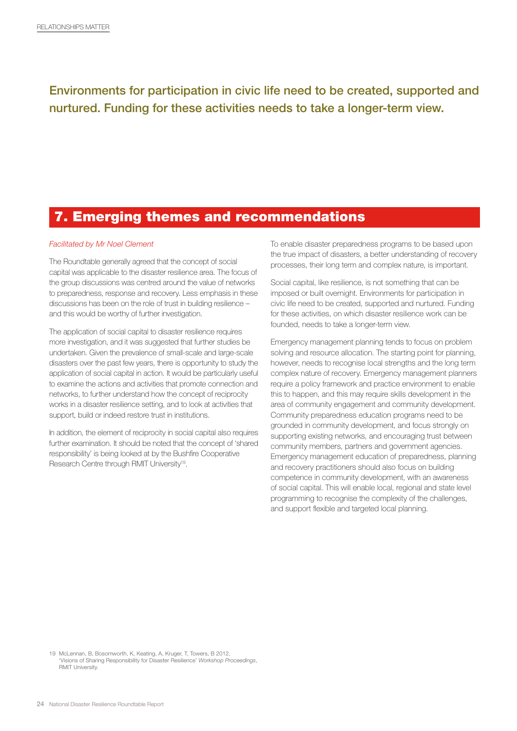**Environments for participation in civic life need to be created, supported and nurtured. Funding for these activities needs to take a longer-term view.**

## 7. Emerging themes and recommendations

*Facilitated by Mr Noel Clement*

The Roundtable generally agreed that the concept of social capital was applicable to the disaster resilience area. The focus of the group discussions was centred around the value of networks to preparedness, response and recovery. Less emphasis in these discussions has been on the role of trust in building resilience – and this would be worthy of further investigation.

The application of social capital to disaster resilience requires more investigation, and it was suggested that further studies be undertaken. Given the prevalence of small-scale and large-scale disasters over the past few years, there is opportunity to study the application of social capital in action. It would be particularly useful to examine the actions and activities that promote connection and networks, to further understand how the concept of reciprocity works in a disaster resilience setting, and to look at activities that support, build or indeed restore trust in institutions.

In addition, the element of reciprocity in social capital also requires further examination. It should be noted that the concept of 'shared responsibility' is being looked at by the Bushfire Cooperative Research Centre through RMIT University[19].

To enable disaster preparedness programs to be based upon the true impact of disasters, a better understanding of recovery processes, their long term and complex nature, is important.

Social capital, like resilience, is not something that can be imposed or built overnight. Environments for participation in civic life need to be created, supported and nurtured. Funding for these activities, on which disaster resilience work can be founded, needs to take a longer-term view.

Emergency management planning tends to focus on problem solving and resource allocation. The starting point for planning, however, needs to recognise local strengths and the long term complex nature of recovery. Emergency management planners require a policy framework and practice environment to enable this to happen, and this may require skills development in the area of community engagement and community development. Community preparedness education programs need to be grounded in community development, and focus strongly on supporting existing networks, and encouraging trust between community members, partners and government agencies. Emergency management education of preparedness, planning and recovery practitioners should also focus on building competence in community development, with an awareness of social capital. This will enable local, regional and state level programming to recognise the complexity of the challenges, and support flexible and targeted local planning.

19 McLennan, B, Bosomworth, K, Keating, A, Kruger, T, Towers, B 2012, 'Visions of Sharing Responsibility for Disaster Resilience' *Workshop Proceedings*, RMIT University.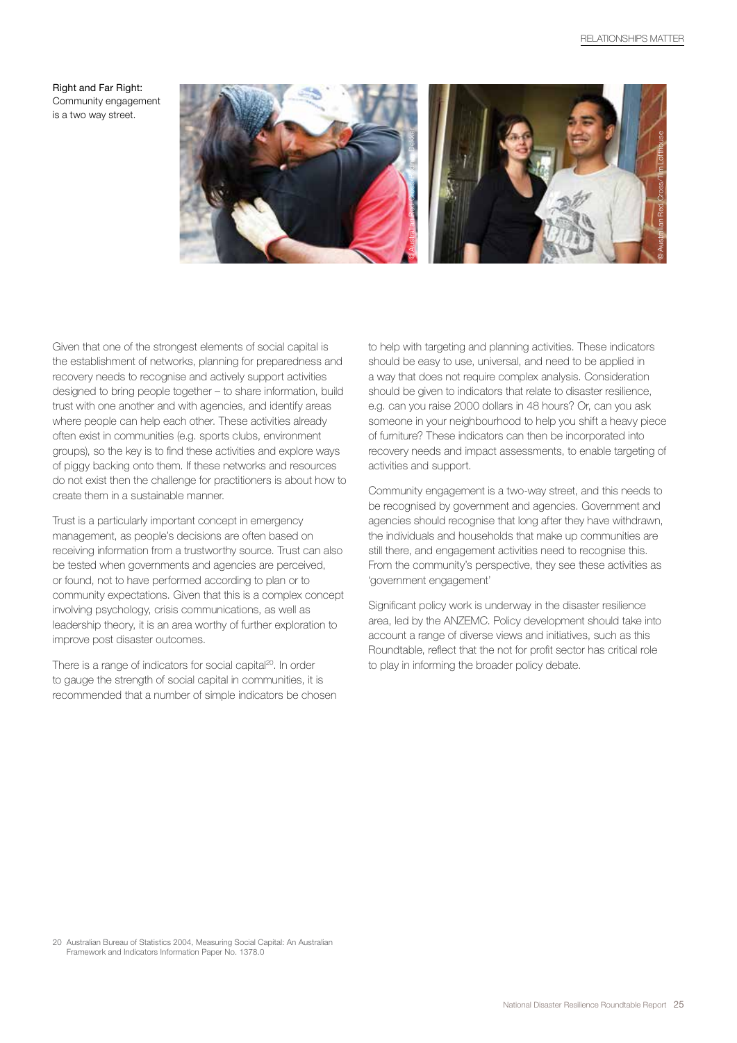Right and Far Right: Community engagement is a two way street.

Given that one of the strongest elements of social capital is the establishment of networks, planning for preparedness and recovery needs to recognise and actively support activities designed to bring people together – to share information, build trust with one another and with agencies, and identify areas where people can help each other. These activities already often exist in communities (e.g. sports clubs, environment groups), so the key is to find these activities and explore ways of piggy backing onto them. If these networks and resources do not exist then the challenge for practitioners is about how to create them in a sustainable manner.

Trust is a particularly important concept in emergency management, as people's decisions are often based on receiving information from a trustworthy source. Trust can also be tested when governments and agencies are perceived, or found, not to have performed according to plan or to community expectations. Given that this is a complex concept involving psychology, crisis communications, as well as leadership theory, it is an area worthy of further exploration to improve post disaster outcomes.

There is a range of indicators for social capital[20]. In order to gauge the strength of social capital in communities, it is recommended that a number of simple indicators be chosen to help with targeting and planning activities. These indicators should be easy to use, universal, and need to be applied in a way that does not require complex analysis. Consideration should be given to indicators that relate to disaster resilience, e.g. can you raise 2000 dollars in 48 hours? Or, can you ask someone in your neighbourhood to help you shift a heavy piece of furniture? These indicators can then be incorporated into recovery needs and impact assessments, to enable targeting of activities and support.

Community engagement is a two-way street, and this needs to be recognised by government and agencies. Government and agencies should recognise that long after they have withdrawn, the individuals and households that make up communities are still there, and engagement activities need to recognise this. From the community's perspective, they see these activities as 'government engagement'

Significant policy work is underway in the disaster resilience area, led by the ANZEMC. Policy development should take into account a range of diverse views and initiatives, such as this Roundtable, reflect that the not for profit sector has critical role to play in informing the broader policy debate.

20 Australian Bureau of Statistics 2004, Measuring Social Capital: An Australian Framework and Indicators Information Paper No. 1378.0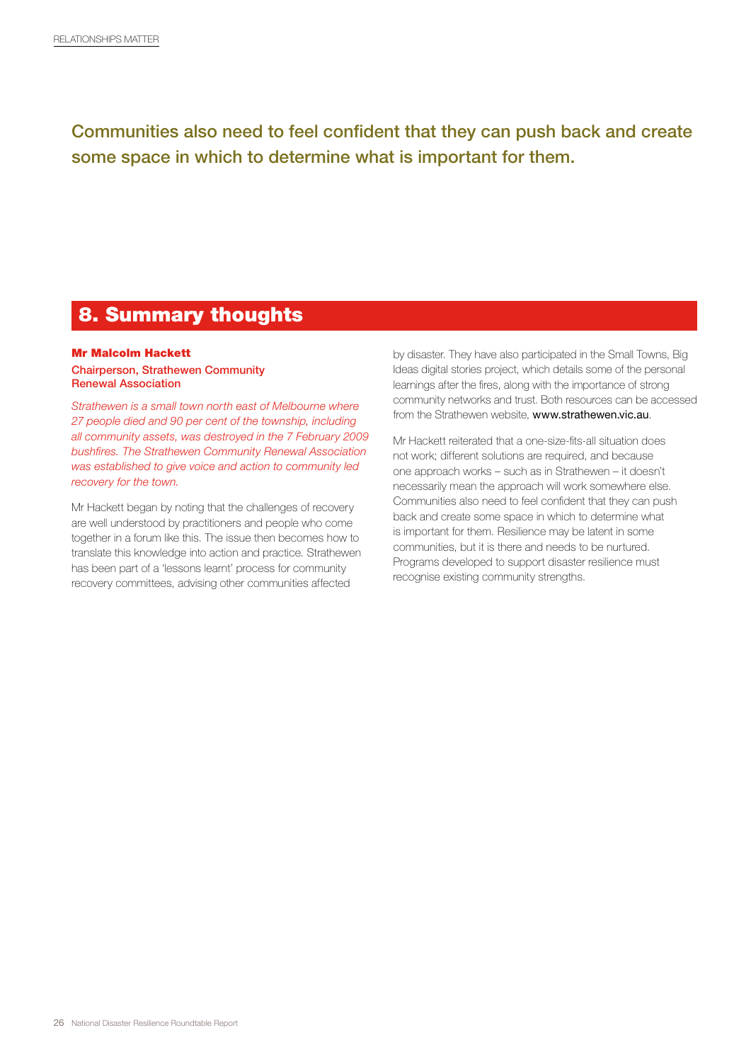Communities also need to feel confident that they can push back and create some space in which to determine what is important for them.

## 8. Summary thoughts

**Mr Malcolm Hackett**

**Chairperson, Strathewen Community Renewal Association**

*Strathewen is a small town north east of Melbourne where 27 people died and 90 per cent of the township, including all community assets, was destroyed in the 7 February 2009 bushfires. The Strathewen Community Renewal Association was established to give voice and action to community led recovery for the town.*

Mr Hackett began by noting that the challenges of recovery are well understood by practitioners and people who come together in a forum like this. The issue then becomes how to translate this knowledge into action and practice. Strathewen has been part of a 'lessons learnt' process for community recovery committees, advising other communities affected by disaster. They have also participated in the Small Towns, Big Ideas digital stories project, which details some of the personal learnings after the fires, along with the importance of strong community networks and trust. Both resources can be accessed from the Strathewen website, www.strathewen.vic.au.

Mr Hackett reiterated that a one-size-fits-all situation does not work; different solutions are required, and because one approach works – such as in Strathewen – it doesn't necessarily mean the approach will work somewhere else. Communities also need to feel confident that they can push back and create some space in which to determine what is important for them. Resilience may be latent in some communities, but it is there and needs to be nurtured. Programs developed to support disaster resilience must recognise existing community strengths.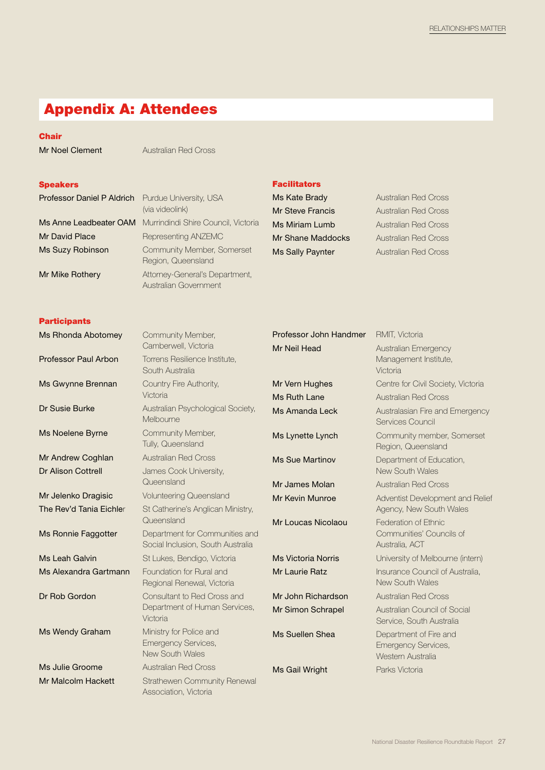# Appendix A: Attendees

### Chair

| | |
|---|---|
| Mr Noel Clement | Australian Red Cross |

### Speakers

| | |
|---|---|
| Professor Daniel P Aldrich | Purdue University, USA (via videolink) |
| Ms Anne Leadbeater OAM | Murrindindi Shire Council, Victoria |
| Mr David Place | Representing ANZEMC |
| Ms Suzy Robinson | Community Member, Somerset Region, Queensland |
| Mr Mike Rothery | Attorney-General's Department, Australian Government |

### Facilitators

| | |
|---|---|
| Ms Kate Brady | Australian Red Cross |
| Mr Steve Francis | Australian Red Cross |
| Ms Miriam Lumb | Australian Red Cross |
| Mr Shane Maddocks | Australian Red Cross |
| Ms Sally Paynter | Australian Red Cross |

### Participants

| | |
|---|---|
| Ms Rhonda Abotomey | Community Member, Camberwell, Victoria |
| Professor Paul Arbon | Torrens Resilience Institute, South Australia |
| Ms Gwynne Brennan | Country Fire Authority, Victoria |
| Dr Susie Burke | Australian Psychological Society, Melbourne |
| Ms Noelene Byrne | Community Member, Tully, Queensland |
| Mr Andrew Coghlan | Australian Red Cross |
| Dr Alison Cottrell | James Cook University, Queensland |
| Mr Jelenko Dragisic | Volunteering Queensland |
| The Rev'd Tania Eichler | St Catherine's Anglican Ministry, Queensland |
| Ms Ronnie Faggotter | Department for Communities and Social Inclusion, South Australia |
| Ms Leah Galvin | St Lukes, Bendigo, Victoria |
| Ms Alexandra Gartmann | Foundation for Rural and Regional Renewal, Victoria |
| Dr Rob Gordon | Consultant to Red Cross and Department of Human Services, Victoria |
| Ms Wendy Graham | Ministry for Police and Emergency Services, New South Wales |
| Ms Julie Groome | Australian Red Cross |
| Mr Malcolm Hackett | Strathewen Community Renewal Association, Victoria |
| Professor John Handmer | RMIT, Victoria |
| Mr Neil Head | Australian Emergency Management Institute, Victoria |
| Mr Vern Hughes | Centre for Civil Society, Victoria |
| Ms Ruth Lane | Australian Red Cross |
| Ms Amanda Leck | Australasian Fire and Emergency Services Council |
| Ms Lynette Lynch | Community member, Somerset Region, Queensland |
| Ms Sue Martinov | Department of Education, New South Wales |
| Mr James Molan | Australian Red Cross |
| Mr Kevin Munroe | Adventist Development and Relief Agency, New South Wales |
| Mr Loucas Nicolaou | Federation of Ethnic Communities' Councils of Australia, ACT |
| Ms Victoria Norris | University of Melbourne (intern) |
| Mr Laurie Ratz | Insurance Council of Australia, New South Wales |
| Mr John Richardson | Australian Red Cross |
| Mr Simon Schrapel | Australian Council of Social Service, South Australia |
| Ms Suellen Shea | Department of Fire and Emergency Services, Western Australia |
| Ms Gail Wright | Parks Victoria |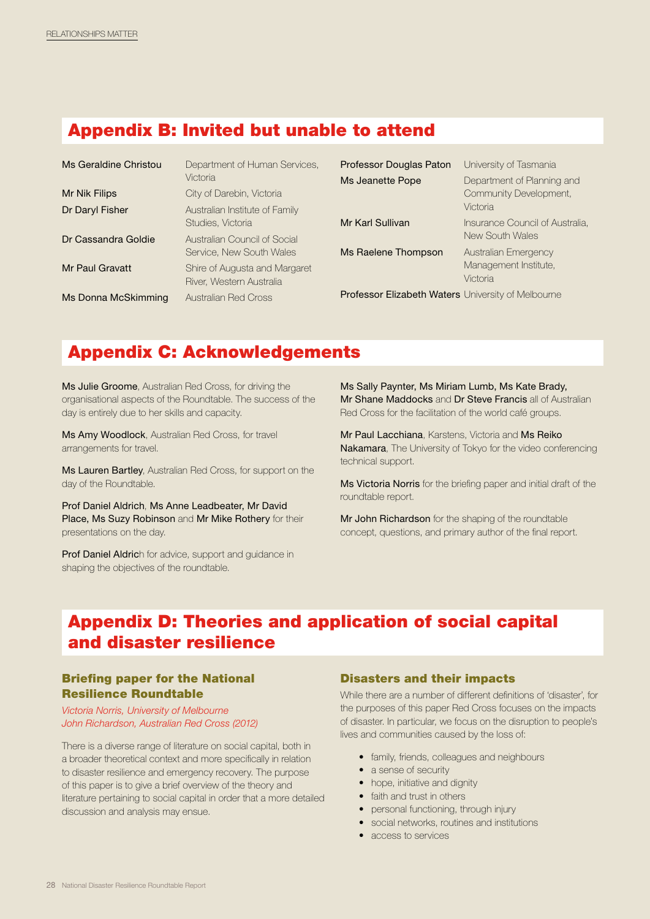## Appendix B: Invited but unable to attend

| | |
|---|---|
| Ms Geraldine Christou | Department of Human Services, Victoria |
| Mr Nik Filips | City of Darebin, Victoria |
| Dr Daryl Fisher | Australian Institute of Family Studies, Victoria |
| Dr Cassandra Goldie | Australian Council of Social Service, New South Wales |
| Mr Paul Gravatt | Shire of Augusta and Margaret River, Western Australia |
| Ms Donna McSkimming | Australian Red Cross |
| Professor Douglas Paton | University of Tasmania |
| Ms Jeanette Pope | Department of Planning and Community Development, Victoria |
| Mr Karl Sullivan | Insurance Council of Australia, New South Wales |
| Ms Raelene Thompson | Australian Emergency Management Institute, Victoria |
| Professor Elizabeth Waters | University of Melbourne |

## Appendix C: Acknowledgements

**Ms Julie Groome**, Australian Red Cross, for driving the organisational aspects of the Roundtable. The success of the day is entirely due to her skills and capacity.

**Ms Amy Woodlock**, Australian Red Cross, for travel arrangements for travel.

**Ms Lauren Bartley**, Australian Red Cross, for support on the day of the Roundtable.

**Prof Daniel Aldrich**, **Ms Anne Leadbeater, Mr David Place, Ms Suzy Robinson** and **Mr Mike Rothery** for their presentations on the day.

**Prof Daniel Aldrich** for advice, support and guidance in shaping the objectives of the roundtable.

**Ms Sally Paynter, Ms Miriam Lumb, Ms Kate Brady, Mr Shane Maddocks** and **Dr Steve Francis** all of Australian Red Cross for the facilitation of the world café groups.

**Mr Paul Lacchiana**, Karstens, Victoria and **Ms Reiko Nakamara**, The University of Tokyo for the video conferencing technical support.

**Ms Victoria Norris** for the briefing paper and initial draft of the roundtable report.

**Mr John Richardson** for the shaping of the roundtable concept, questions, and primary author of the final report.

## Appendix D: Theories and application of social capital and disaster resilience

### Briefing paper for the National Resilience Roundtable

*Victoria Norris, University of Melbourne*
*John Richardson, Australian Red Cross (2012)*

There is a diverse range of literature on social capital, both in a broader theoretical context and more specifically in relation to disaster resilience and emergency recovery. The purpose of this paper is to give a brief overview of the theory and literature pertaining to social capital in order that a more detailed discussion and analysis may ensue.

### Disasters and their impacts

While there are a number of different definitions of 'disaster', for the purposes of this paper Red Cross focuses on the impacts of disaster. In particular, we focus on the disruption to people's lives and communities caused by the loss of:

- family, friends, colleagues and neighbours
- a sense of security
- hope, initiative and dignity
- faith and trust in others
- personal functioning, through injury
- social networks, routines and institutions
- access to services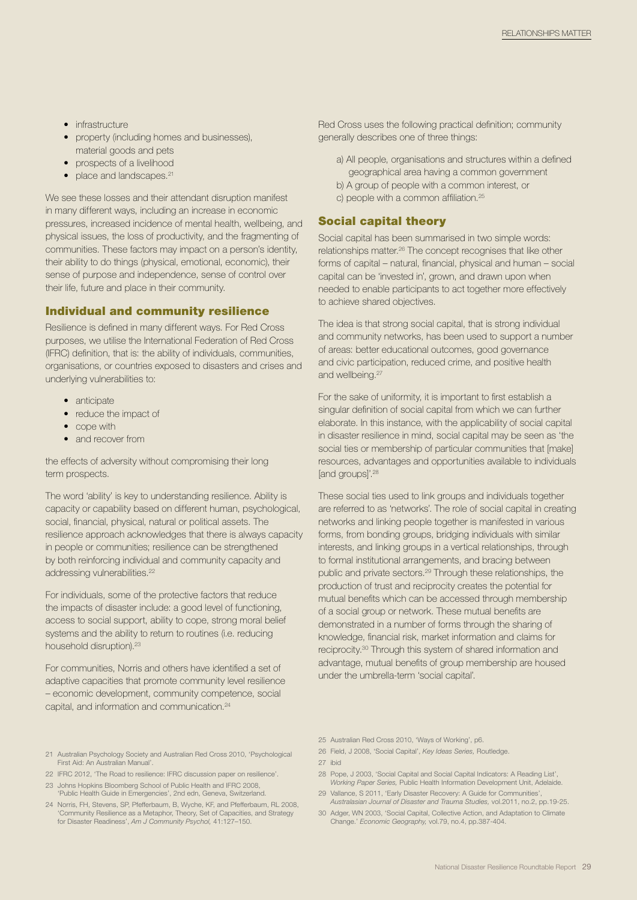- infrastructure
- property (including homes and businesses), material goods and pets
- prospects of a livelihood
- place and landscapes.[21]

We see these losses and their attendant disruption manifest in many different ways, including an increase in economic pressures, increased incidence of mental health, wellbeing, and physical issues, the loss of productivity, and the fragmenting of communities. These factors may impact on a person's identity, their ability to do things (physical, emotional, economic), their sense of purpose and independence, sense of control over their life, future and place in their community.

## Individual and community resilience

Resilience is defined in many different ways. For Red Cross purposes, we utilise the International Federation of Red Cross (IFRC) definition, that is: the ability of individuals, communities, organisations, or countries exposed to disasters and crises and underlying vulnerabilities to:

- anticipate
- reduce the impact of
- cope with
- and recover from

the effects of adversity without compromising their long term prospects.

The word 'ability' is key to understanding resilience. Ability is capacity or capability based on different human, psychological, social, financial, physical, natural or political assets. The resilience approach acknowledges that there is always capacity in people or communities; resilience can be strengthened by both reinforcing individual and community capacity and addressing vulnerabilities.[22]

For individuals, some of the protective factors that reduce the impacts of disaster include: a good level of functioning, access to social support, ability to cope, strong moral belief systems and the ability to return to routines (i.e. reducing household disruption).[23]

For communities, Norris and others have identified a set of adaptive capacities that promote community level resilience – economic development, community competence, social capital, and information and communication.[24]

Red Cross uses the following practical definition; community generally describes one of three things:

a) All people, organisations and structures within a defined geographical area having a common government
b) A group of people with a common interest, or
c) people with a common affiliation.[25]

## Social capital theory

Social capital has been summarised in two simple words: relationships matter.[26] The concept recognises that like other forms of capital – natural, financial, physical and human – social capital can be 'invested in', grown, and drawn upon when needed to enable participants to act together more effectively to achieve shared objectives.

The idea is that strong social capital, that is strong individual and community networks, has been used to support a number of areas: better educational outcomes, good governance and civic participation, reduced crime, and positive health and wellbeing.[27]

For the sake of uniformity, it is important to first establish a singular definition of social capital from which we can further elaborate. In this instance, with the applicability of social capital in disaster resilience in mind, social capital may be seen as 'the social ties or membership of particular communities that [make] resources, advantages and opportunities available to individuals [and groups]'.[28]

These social ties used to link groups and individuals together are referred to as 'networks'. The role of social capital in creating networks and linking people together is manifested in various forms, from bonding groups, bridging individuals with similar interests, and linking groups in a vertical relationships, through to formal institutional arrangements, and bracing between public and private sectors.[29] Through these relationships, the production of trust and reciprocity creates the potential for mutual benefits which can be accessed through membership of a social group or network. These mutual benefits are demonstrated in a number of forms through the sharing of knowledge, financial risk, market information and claims for reciprocity.[30] Through this system of shared information and advantage, mutual benefits of group membership are housed under the umbrella-term 'social capital'.

---

21 Australian Psychology Society and Australian Red Cross 2010, 'Psychological First Aid: An Australian Manual'.

22 IFRC 2012, 'The Road to resilience: IFRC discussion paper on resilience'.

23 Johns Hopkins Bloomberg School of Public Health and IFRC 2008, 'Public Health Guide in Emergencies', 2nd edn, Geneva, Switzerland.

24 Norris, FH, Stevens, SP, Pfefferbaum, B, Wyche, KF, and Pfefferbaum, RL 2008, 'Community Resilience as a Metaphor, Theory, Set of Capacities, and Strategy for Disaster Readiness', *Am J Community Psychol*, 41:127–150.

25 Australian Red Cross 2010, 'Ways of Working', p6.

26 Field, J 2008, 'Social Capital', *Key Ideas Series*, Routledge.

27 ibid

28 Pope, J 2003, 'Social Capital and Social Capital Indicators: A Reading List', *Working Paper Series*, Public Health Information Development Unit, Adelaide.

29 Vallance, S 2011, 'Early Disaster Recovery: A Guide for Communities', *Australasian Journal of Disaster and Trauma Studies*, vol.2011, no.2, pp.19-25.

30 Adger, WN 2003, 'Social Capital, Collective Action, and Adaptation to Climate Change.' *Economic Geography*, vol.79, no.4, pp.387-404.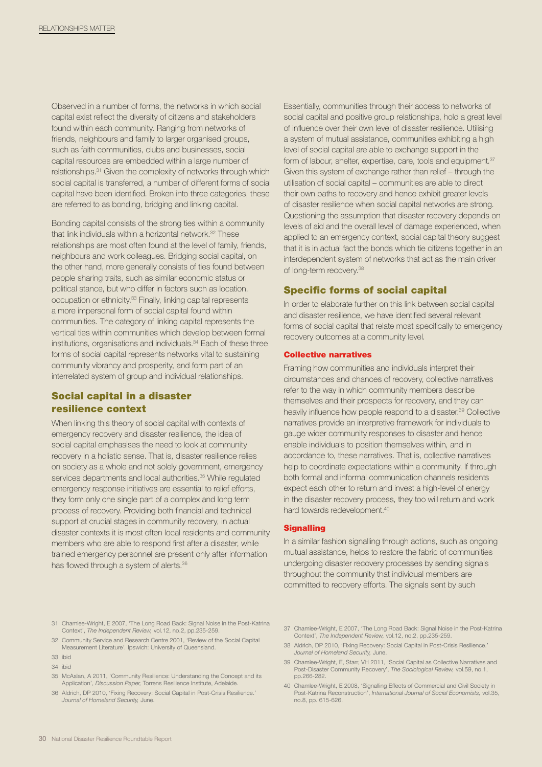Observed in a number of forms, the networks in which social capital exist reflect the diversity of citizens and stakeholders found within each community. Ranging from networks of friends, neighbours and family to larger organised groups, such as faith communities, clubs and businesses, social capital resources are embedded within a large number of relationships.[31] Given the complexity of networks through which social capital is transferred, a number of different forms of social capital have been identified. Broken into three categories, these are referred to as bonding, bridging and linking capital.

Bonding capital consists of the strong ties within a community that link individuals within a horizontal network.[32] These relationships are most often found at the level of family, friends, neighbours and work colleagues. Bridging social capital, on the other hand, more generally consists of ties found between people sharing traits, such as similar economic status or political stance, but who differ in factors such as location, occupation or ethnicity.[33] Finally, linking capital represents a more impersonal form of social capital found within communities. The category of linking capital represents the vertical ties within communities which develop between formal institutions, organisations and individuals.[34] Each of these three forms of social capital represents networks vital to sustaining community vibrancy and prosperity, and form part of an interrelated system of group and individual relationships.

## Social capital in a disaster resilience context

When linking this theory of social capital with contexts of emergency recovery and disaster resilience, the idea of social capital emphasises the need to look at community recovery in a holistic sense. That is, disaster resilience relies on society as a whole and not solely government, emergency services departments and local authorities.[35] While regulated emergency response initiatives are essential to relief efforts, they form only one single part of a complex and long term process of recovery. Providing both financial and technical support at crucial stages in community recovery, in actual disaster contexts it is most often local residents and community members who are able to respond first after a disaster, while trained emergency personnel are present only after information has flowed through a system of alerts.[36]

Essentially, communities through their access to networks of social capital and positive group relationships, hold a great level of influence over their own level of disaster resilience. Utilising a system of mutual assistance, communities exhibiting a high level of social capital are able to exchange support in the form of labour, shelter, expertise, care, tools and equipment.[37] Given this system of exchange rather than relief – through the utilisation of social capital – communities are able to direct their own paths to recovery and hence exhibit greater levels of disaster resilience when social capital networks are strong. Questioning the assumption that disaster recovery depends on levels of aid and the overall level of damage experienced, when applied to an emergency context, social capital theory suggest that it is in actual fact the bonds which tie citizens together in an interdependent system of networks that act as the main driver of long-term recovery.[38]

## Specific forms of social capital

In order to elaborate further on this link between social capital and disaster resilience, we have identified several relevant forms of social capital that relate most specifically to emergency recovery outcomes at a community level.

### Collective narratives

Framing how communities and individuals interpret their circumstances and chances of recovery, collective narratives refer to the way in which community members describe themselves and their prospects for recovery, and they can heavily influence how people respond to a disaster.[39] Collective narratives provide an interpretive framework for individuals to gauge wider community responses to disaster and hence enable individuals to position themselves within, and in accordance to, these narratives. That is, collective narratives help to coordinate expectations within a community. If through both formal and informal communication channels residents expect each other to return and invest a high-level of energy in the disaster recovery process, they too will return and work hard towards redevelopment.[40]

### Signalling

In a similar fashion signalling through actions, such as ongoing mutual assistance, helps to restore the fabric of communities undergoing disaster recovery processes by sending signals throughout the community that individual members are committed to recovery efforts. The signals sent by such

---

31 Chamlee-Wright, E 2007, 'The Long Road Back: Signal Noise in the Post-Katrina Context', *The Independent Review,* vol.12, no.2, pp.235-259.

32 Community Service and Research Centre 2001, 'Review of the Social Capital Measurement Literature'. Ipswich: University of Queensland.

33 ibid

34 ibid

35 McAslan, A 2011, 'Community Resilience: Understanding the Concept and its Application', *Discussion Paper,* Torrens Resilience Institute, Adelaide.

36 Aldrich, DP 2010, 'Fixing Recovery: Social Capital in Post-Crisis Resilience.' *Journal of Homeland Security,* June.

37 Chamlee-Wright, E 2007, 'The Long Road Back: Signal Noise in the Post-Katrina Context', *The Independent Review,* vol.12, no.2, pp.235-259.

38 Aldrich, DP 2010, 'Fixing Recovery: Social Capital in Post-Crisis Resilience.' *Journal of Homeland Security,* June.

39 Chamlee-Wright, E, Starr, VH 2011, 'Social Capital as Collective Narratives and Post-Disaster Community Recovery', *The Sociological Review,* vol.59, no.1, pp.266-282.

40 Chamlee-Wright, E 2008, 'Signalling Effects of Commercial and Civil Society in Post-Katrina Reconstruction', *International Journal of Social Economists,* vol.35, no.8, pp. 615-626.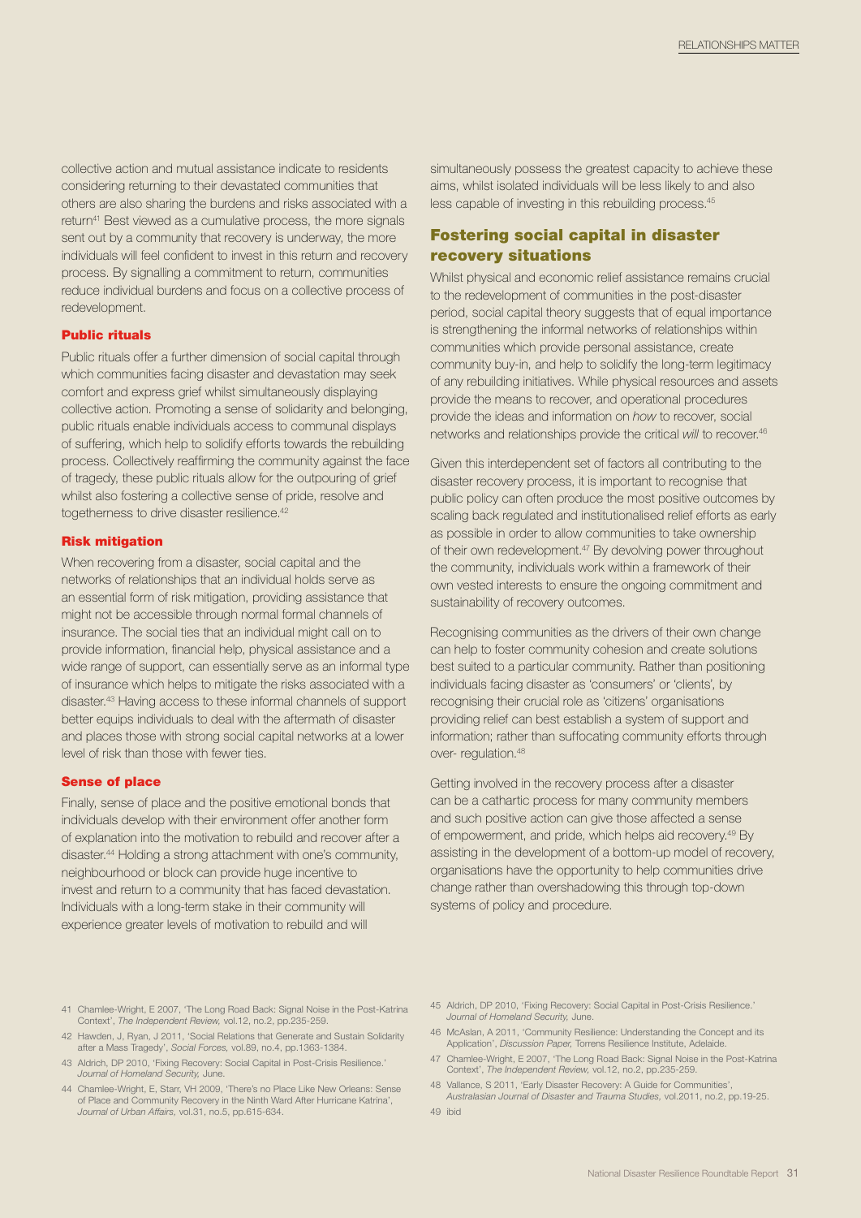collective action and mutual assistance indicate to residents considering returning to their devastated communities that others are also sharing the burdens and risks associated with a return[41] Best viewed as a cumulative process, the more signals sent out by a community that recovery is underway, the more individuals will feel confident to invest in this return and recovery process. By signalling a commitment to return, communities reduce individual burdens and focus on a collective process of redevelopment.

#### Public rituals

Public rituals offer a further dimension of social capital through which communities facing disaster and devastation may seek comfort and express grief whilst simultaneously displaying collective action. Promoting a sense of solidarity and belonging, public rituals enable individuals access to communal displays of suffering, which help to solidify efforts towards the rebuilding process. Collectively reaffirming the community against the face of tragedy, these public rituals allow for the outpouring of grief whilst also fostering a collective sense of pride, resolve and togetherness to drive disaster resilience.[42]

#### Risk mitigation

When recovering from a disaster, social capital and the networks of relationships that an individual holds serve as an essential form of risk mitigation, providing assistance that might not be accessible through normal formal channels of insurance. The social ties that an individual might call on to provide information, financial help, physical assistance and a wide range of support, can essentially serve as an informal type of insurance which helps to mitigate the risks associated with a disaster.[43] Having access to these informal channels of support better equips individuals to deal with the aftermath of disaster and places those with strong social capital networks at a lower level of risk than those with fewer ties.

#### Sense of place

Finally, sense of place and the positive emotional bonds that individuals develop with their environment offer another form of explanation into the motivation to rebuild and recover after a disaster.[44] Holding a strong attachment with one's community, neighbourhood or block can provide huge incentive to invest and return to a community that has faced devastation. Individuals with a long-term stake in their community will experience greater levels of motivation to rebuild and will simultaneously possess the greatest capacity to achieve these aims, whilst isolated individuals will be less likely to and also less capable of investing in this rebuilding process.[45]

## Fostering social capital in disaster recovery situations

Whilst physical and economic relief assistance remains crucial to the redevelopment of communities in the post-disaster period, social capital theory suggests that of equal importance is strengthening the informal networks of relationships within communities which provide personal assistance, create community buy-in, and help to solidify the long-term legitimacy of any rebuilding initiatives. While physical resources and assets provide the means to recover, and operational procedures provide the ideas and information on *how* to recover, social networks and relationships provide the critical *will* to recover.[46]

Given this interdependent set of factors all contributing to the disaster recovery process, it is important to recognise that public policy can often produce the most positive outcomes by scaling back regulated and institutionalised relief efforts as early as possible in order to allow communities to take ownership of their own redevelopment.[47] By devolving power throughout the community, individuals work within a framework of their own vested interests to ensure the ongoing commitment and sustainability of recovery outcomes.

Recognising communities as the drivers of their own change can help to foster community cohesion and create solutions best suited to a particular community. Rather than positioning individuals facing disaster as 'consumers' or 'clients', by recognising their crucial role as 'citizens' organisations providing relief can best establish a system of support and information; rather than suffocating community efforts through over- regulation.[48]

Getting involved in the recovery process after a disaster can be a cathartic process for many community members and such positive action can give those affected a sense of empowerment, and pride, which helps aid recovery.[49] By assisting in the development of a bottom-up model of recovery, organisations have the opportunity to help communities drive change rather than overshadowing this through top-down systems of policy and procedure.

---

41 Chamlee-Wright, E 2007, 'The Long Road Back: Signal Noise in the Post-Katrina Context', *The Independent Review,* vol.12, no.2, pp.235-259.

42 Hawden, J, Ryan, J 2011, 'Social Relations that Generate and Sustain Solidarity after a Mass Tragedy', *Social Forces,* vol.89, no.4, pp.1363-1384.

43 Aldrich, DP 2010, 'Fixing Recovery: Social Capital in Post-Crisis Resilience.' *Journal of Homeland Security,* June.

44 Chamlee-Wright, E, Starr, VH 2009, 'There's no Place Like New Orleans: Sense of Place and Community Recovery in the Ninth Ward After Hurricane Katrina', *Journal of Urban Affairs,* vol.31, no.5, pp.615-634.

45 Aldrich, DP 2010, 'Fixing Recovery: Social Capital in Post-Crisis Resilience.' *Journal of Homeland Security,* June.

46 McAslan, A 2011, 'Community Resilience: Understanding the Concept and its Application', *Discussion Paper,* Torrens Resilience Institute, Adelaide.

47 Chamlee-Wright, E 2007, 'The Long Road Back: Signal Noise in the Post-Katrina Context', *The Independent Review,* vol.12, no.2, pp.235-259.

48 Vallance, S 2011, 'Early Disaster Recovery: A Guide for Communities', *Australasian Journal of Disaster and Trauma Studies,* vol.2011, no.2, pp.19-25.

49 ibid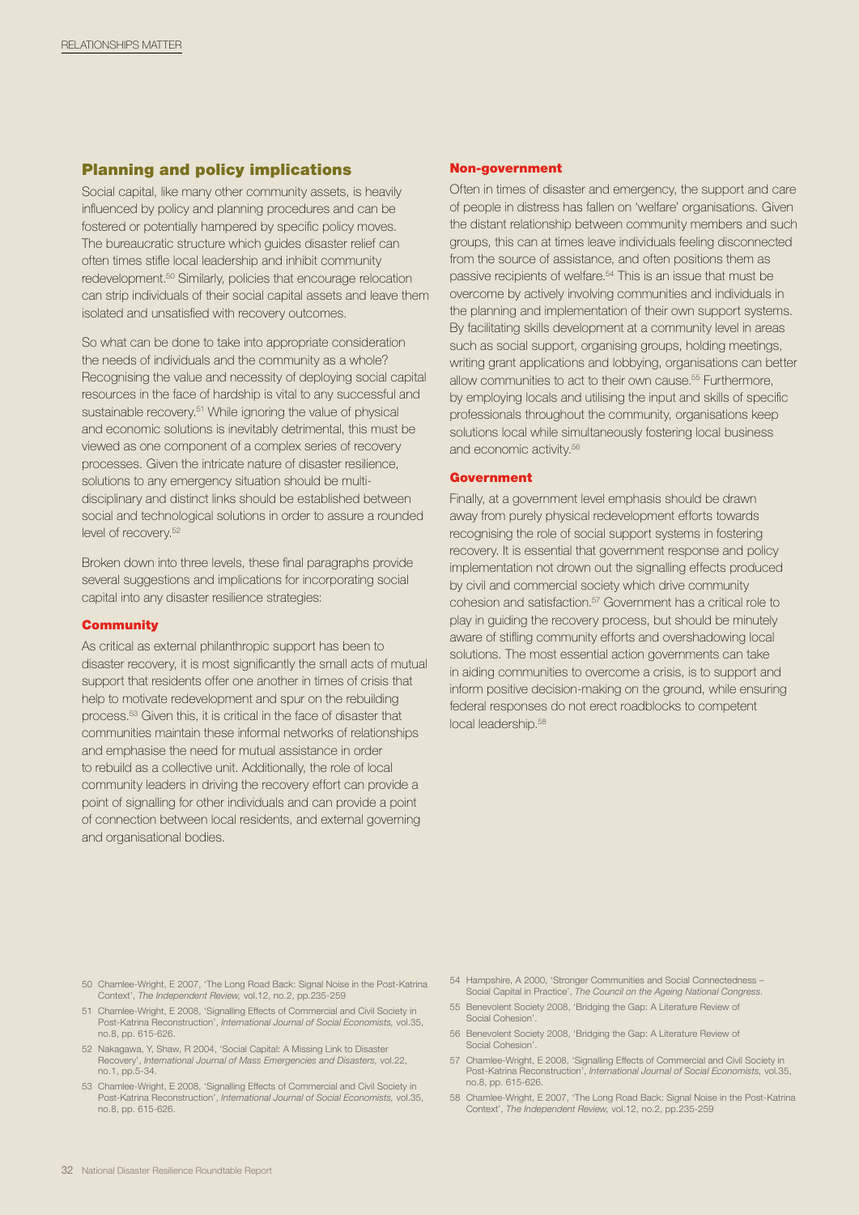## Planning and policy implications

Social capital, like many other community assets, is heavily influenced by policy and planning procedures and can be fostered or potentially hampered by specific policy moves. The bureaucratic structure which guides disaster relief can often times stifle local leadership and inhibit community redevelopment.[50] Similarly, policies that encourage relocation can strip individuals of their social capital assets and leave them isolated and unsatisfied with recovery outcomes.

So what can be done to take into appropriate consideration the needs of individuals and the community as a whole? Recognising the value and necessity of deploying social capital resources in the face of hardship is vital to any successful and sustainable recovery.[51] While ignoring the value of physical and economic solutions is inevitably detrimental, this must be viewed as one component of a complex series of recovery processes. Given the intricate nature of disaster resilience, solutions to any emergency situation should be multi-disciplinary and distinct links should be established between social and technological solutions in order to assure a rounded level of recovery.[52]

Broken down into three levels, these final paragraphs provide several suggestions and implications for incorporating social capital into any disaster resilience strategies:

### Community

As critical as external philanthropic support has been to disaster recovery, it is most significantly the small acts of mutual support that residents offer one another in times of crisis that help to motivate redevelopment and spur on the rebuilding process.[53] Given this, it is critical in the face of disaster that communities maintain these informal networks of relationships and emphasise the need for mutual assistance in order to rebuild as a collective unit. Additionally, the role of local community leaders in driving the recovery effort can provide a point of signalling for other individuals and can provide a point of connection between local residents, and external governing and organisational bodies.

### Non-government

Often in times of disaster and emergency, the support and care of people in distress has fallen on 'welfare' organisations. Given the distant relationship between community members and such groups, this can at times leave individuals feeling disconnected from the source of assistance, and often positions them as passive recipients of welfare.[54] This is an issue that must be overcome by actively involving communities and individuals in the planning and implementation of their own support systems. By facilitating skills development at a community level in areas such as social support, organising groups, holding meetings, writing grant applications and lobbying, organisations can better allow communities to act to their own cause.[55] Furthermore, by employing locals and utilising the input and skills of specific professionals throughout the community, organisations keep solutions local while simultaneously fostering local business and economic activity.[56]

### Government

Finally, at a government level emphasis should be drawn away from purely physical redevelopment efforts towards recognising the role of social support systems in fostering recovery. It is essential that government response and policy implementation not drown out the signalling effects produced by civil and commercial society which drive community cohesion and satisfaction.[57] Government has a critical role to play in guiding the recovery process, but should be minutely aware of stifling community efforts and overshadowing local solutions. The most essential action governments can take in aiding communities to overcome a crisis, is to support and inform positive decision-making on the ground, while ensuring federal responses do not erect roadblocks to competent local leadership.[58]

---

50 Chamlee-Wright, E 2007, 'The Long Road Back: Signal Noise in the Post-Katrina Context', *The Independent Review,* vol.12, no.2, pp.235-259

51 Chamlee-Wright, E 2008, 'Signalling Effects of Commercial and Civil Society in Post-Katrina Reconstruction', *International Journal of Social Economists,* vol.35, no.8, pp. 615-626.

52 Nakagawa, Y, Shaw, R 2004, 'Social Capital: A Missing Link to Disaster Recovery', *International Journal of Mass Emergencies and Disasters,* vol.22, no.1, pp.5-34.

53 Chamlee-Wright, E 2008, 'Signalling Effects of Commercial and Civil Society in Post-Katrina Reconstruction', *International Journal of Social Economists,* vol.35, no.8, pp. 615-626.

54 Hampshire, A 2000, 'Stronger Communities and Social Connectedness – Social Capital in Practice', *The Council on the Ageing National Congress.*

55 Benevolent Society 2008, 'Bridging the Gap: A Literature Review of Social Cohesion'.

56 Benevolent Society 2008, 'Bridging the Gap: A Literature Review of Social Cohesion'.

57 Chamlee-Wright, E 2008, 'Signalling Effects of Commercial and Civil Society in Post-Katrina Reconstruction', *International Journal of Social Economists,* vol.35, no.8, pp. 615-626.

58 Chamlee-Wright, E 2007, 'The Long Road Back: Signal Noise in the Post-Katrina Context', *The Independent Review,* vol.12, no.2, pp.235-259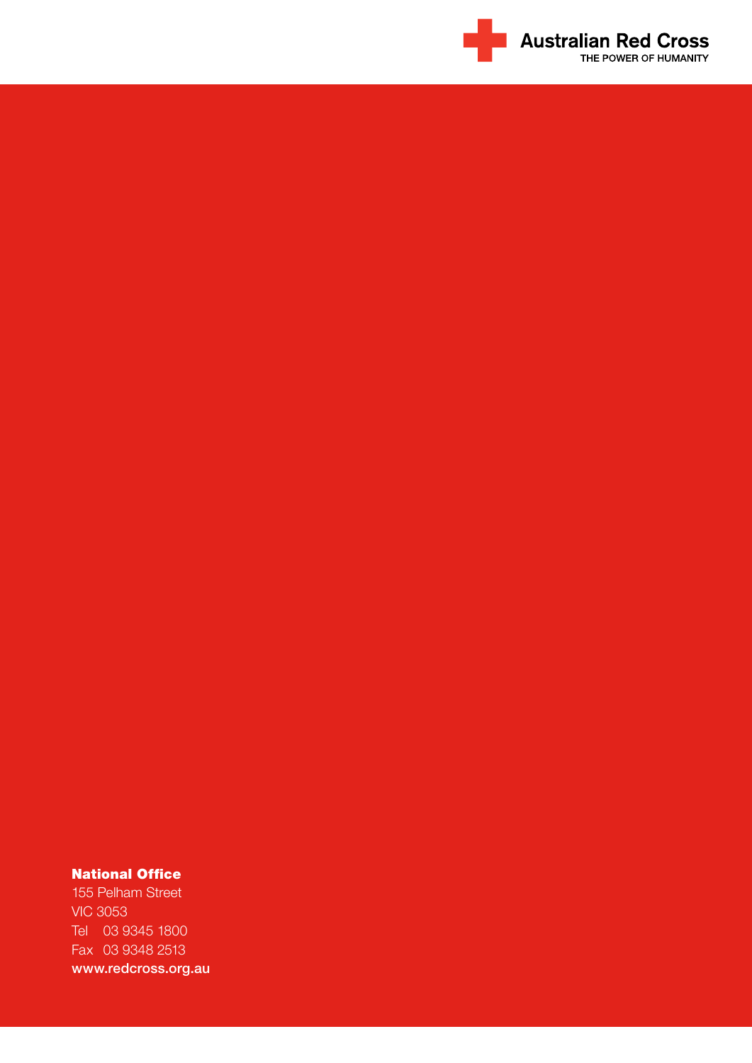Australian Red Cross
THE POWER OF HUMANITY

**National Office**
155 Pelham Street
VIC 3053
Tel 03 9345 1800
Fax 03 9348 2513
**www.redcross.org.au**